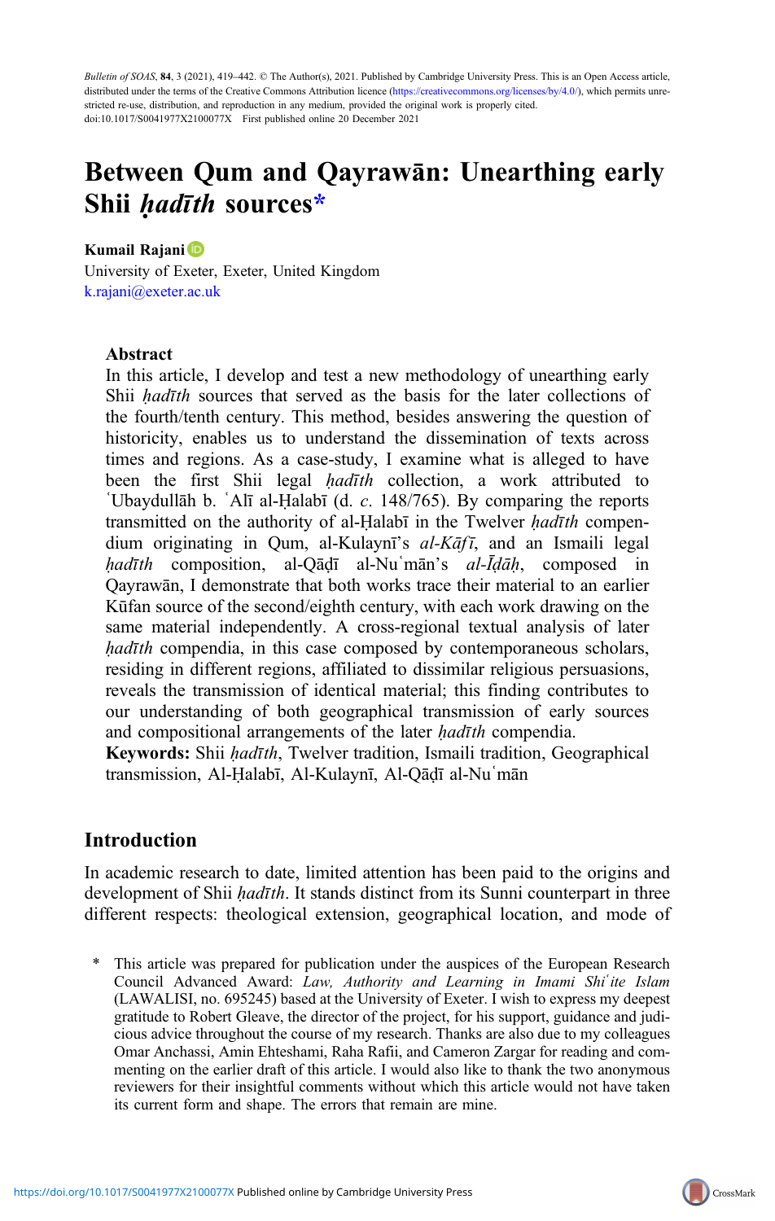Bulletin of SOAS, 84, 3 (2021), 419–442. © The Author(s), 2021. Published by Cambridge University Press. This is an Open Access article, distributed under the terms of the Creative Commons Attribution licence (https://creativecommons.org/licenses/by/4.0/), which permits unrestricted re-use, distribution, and reproduction in any medium, provided the original work is properly cited.
doi:10.1017/S0041977X2100077X First published online 20 December 2021

# Between Qum and Qayrawān: Unearthing early Shii *ḥadīth* sources*

**Kumail Rajani**
University of Exeter, Exeter, United Kingdom
k.rajani@exeter.ac.uk

## Abstract

In this article, I develop and test a new methodology of unearthing early Shii *ḥadīth* sources that served as the basis for the later collections of the fourth/tenth century. This method, besides answering the question of historicity, enables us to understand the dissemination of texts across times and regions. As a case-study, I examine what is alleged to have been the first Shii legal *ḥadīth* collection, a work attributed to ʿUbaydullāh b. ʿAlī al-Ḥalabī (d. *c.* 148/765). By comparing the reports transmitted on the authority of al-Ḥalabī in the Twelver *ḥadīth* compendium originating in Qum, al-Kulaynī's *al-Kāfī*, and an Ismaili legal *ḥadīth* composition, al-Qāḍī al-Nuʿmān's *al-Īḍāḥ*, composed in Qayrawān, I demonstrate that both works trace their material to an earlier Kūfan source of the second/eighth century, with each work drawing on the same material independently. A cross-regional textual analysis of later *ḥadīth* compendia, in this case composed by contemporaneous scholars, residing in different regions, affiliated to dissimilar religious persuasions, reveals the transmission of identical material; this finding contributes to our understanding of both geographical transmission of early sources and compositional arrangements of the later *ḥadīth* compendia.

**Keywords:** Shii *ḥadīth*, Twelver tradition, Ismaili tradition, Geographical transmission, Al-Ḥalabī, Al-Kulaynī, Al-Qāḍī al-Nuʿmān

## Introduction

In academic research to date, limited attention has been paid to the origins and development of Shii *ḥadīth*. It stands distinct from its Sunni counterpart in three different respects: theological extension, geographical location, and mode of

---

\* This article was prepared for publication under the auspices of the European Research Council Advanced Award: *Law, Authority and Learning in Imami Shiʿite Islam* (LAWALISI, no. 695245) based at the University of Exeter. I wish to express my deepest gratitude to Robert Gleave, the director of the project, for his support, guidance and judicious advice throughout the course of my research. Thanks are also due to my colleagues Omar Anchassi, Amin Ehteshami, Raha Rafii, and Cameron Zargar for reading and commenting on the earlier draft of this article. I would also like to thank the two anonymous reviewers for their insightful comments without which this article would not have taken its current form and shape. The errors that remain are mine.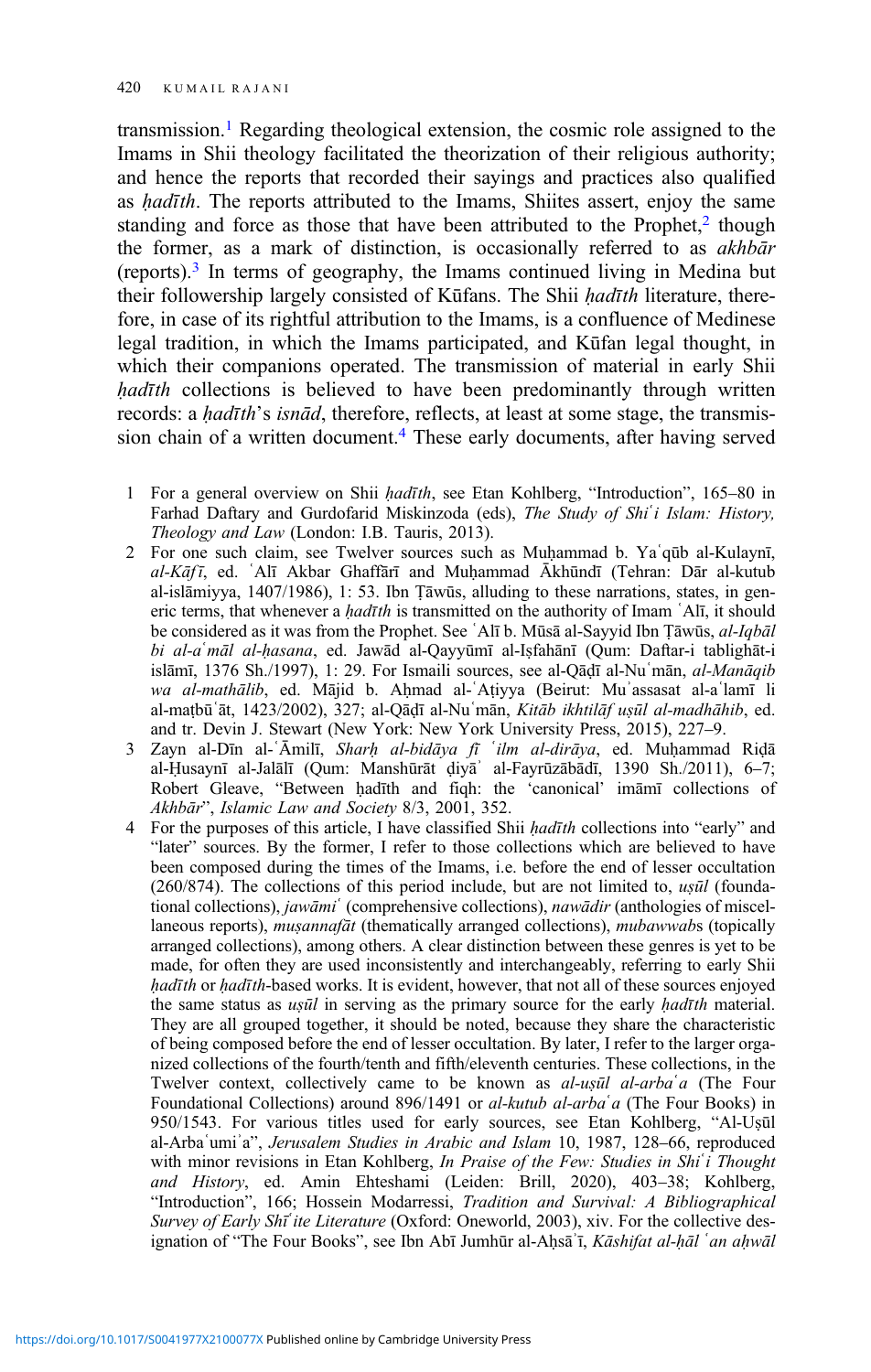transmission.[1] Regarding theological extension, the cosmic role assigned to the Imams in Shii theology facilitated the theorization of their religious authority; and hence the reports that recorded their sayings and practices also qualified as *ḥadīth*. The reports attributed to the Imams, Shiites assert, enjoy the same standing and force as those that have been attributed to the Prophet,[2] though the former, as a mark of distinction, is occasionally referred to as *akhbār* (reports).[3] In terms of geography, the Imams continued living in Medina but their followership largely consisted of Kūfans. The Shii *ḥadīth* literature, therefore, in case of its rightful attribution to the Imams, is a confluence of Medinese legal tradition, in which the Imams participated, and Kūfan legal thought, in which their companions operated. The transmission of material in early Shii *ḥadīth* collections is believed to have been predominantly through written records: a *ḥadīth*'s *isnād*, therefore, reflects, at least at some stage, the transmission chain of a written document.[4] These early documents, after having served

1 For a general overview on Shii *ḥadīth*, see Etan Kohlberg, "Introduction", 165–80 in Farhad Daftary and Gurdofarid Miskinzoda (eds), *The Study of Shiʿi Islam: History, Theology and Law* (London: I.B. Tauris, 2013).

2 For one such claim, see Twelver sources such as Muḥammad b. Yaʿqūb al-Kulaynī, *al-Kāfī*, ed. ʿAlī Akbar Ghaffārī and Muḥammad Ākhūndī (Tehran: Dār al-kutub al-islāmiyya, 1407/1986), 1: 53. Ibn Ṭāwūs, alluding to these narrations, states, in generic terms, that whenever a *ḥadīth* is transmitted on the authority of Imam ʿAlī, it should be considered as it was from the Prophet. See ʿAlī b. Mūsā al-Sayyid Ibn Ṭāwūs, *al-Iqbāl bi al-aʿmāl al-ḥasana*, ed. Jawād al-Qayyūmī al-Iṣfahānī (Qum: Daftar-i tablighāt-i islāmī, 1376 Sh./1997), 1: 29. For Ismaili sources, see al-Qāḍī al-Nuʿmān, *al-Manāqib wa al-mathālib*, ed. Mājid b. Aḥmad al-ʿAṭiyya (Beirut: Muʾassasat al-aʿlamī li al-maṭbūʿāt, 1423/2002), 327; al-Qāḍī al-Nuʿmān, *Kitāb ikhtilāf uṣūl al-madhāhib*, ed. and tr. Devin J. Stewart (New York: New York University Press, 2015), 227–9.

3 Zayn al-Dīn al-ʿĀmilī, *Sharḥ al-bidāya fī ʿilm al-dirāya*, ed. Muḥammad Riḍā al-Ḥusaynī al-Jalālī (Qum: Manshūrāt ḍiyāʾ al-Fayrūzābādī, 1390 Sh./2011), 6–7; Robert Gleave, "Between ḥadīth and fiqh: the 'canonical' imāmī collections of *Akhbār*", *Islamic Law and Society* 8/3, 2001, 352.

4 For the purposes of this article, I have classified Shii *ḥadīth* collections into "early" and "later" sources. By the former, I refer to those collections which are believed to have been composed during the times of the Imams, i.e. before the end of lesser occultation (260/874). The collections of this period include, but are not limited to, *uṣūl* (foundational collections), *jawāmiʿ* (comprehensive collections), *nawādir* (anthologies of miscellaneous reports), *muṣannafāt* (thematically arranged collections), *mubawwab*s (topically arranged collections), among others. A clear distinction between these genres is yet to be made, for often they are used inconsistently and interchangeably, referring to early Shii *ḥadīth* or *ḥadīth*-based works. It is evident, however, that not all of these sources enjoyed the same status as *uṣūl* in serving as the primary source for the early *ḥadīth* material. They are all grouped together, it should be noted, because they share the characteristic of being composed before the end of lesser occultation. By later, I refer to the larger organized collections of the fourth/tenth and fifth/eleventh centuries. These collections, in the Twelver context, collectively came to be known as *al-uṣūl al-arbaʿa* (The Four Foundational Collections) around 896/1491 or *al-kutub al-arbaʿa* (The Four Books) in 950/1543. For various titles used for early sources, see Etan Kohlberg, "Al-Uṣūl al-Arbaʿumiʾa", *Jerusalem Studies in Arabic and Islam* 10, 1987, 128–66, reproduced with minor revisions in Etan Kohlberg, *In Praise of the Few: Studies in Shiʿi Thought and History*, ed. Amin Ehteshami (Leiden: Brill, 2020), 403–38; Kohlberg, "Introduction", 166; Hossein Modarressi, *Tradition and Survival: A Bibliographical Survey of Early Shīʿite Literature* (Oxford: Oneworld, 2003), xiv. For the collective designation of "The Four Books", see Ibn Abī Jumhūr al-Aḥsāʾī, *Kāshifat al-ḥāl ʿan aḥwāl*

https://doi.org/10.1017/S0041977X2100077X Published online by Cambridge University Press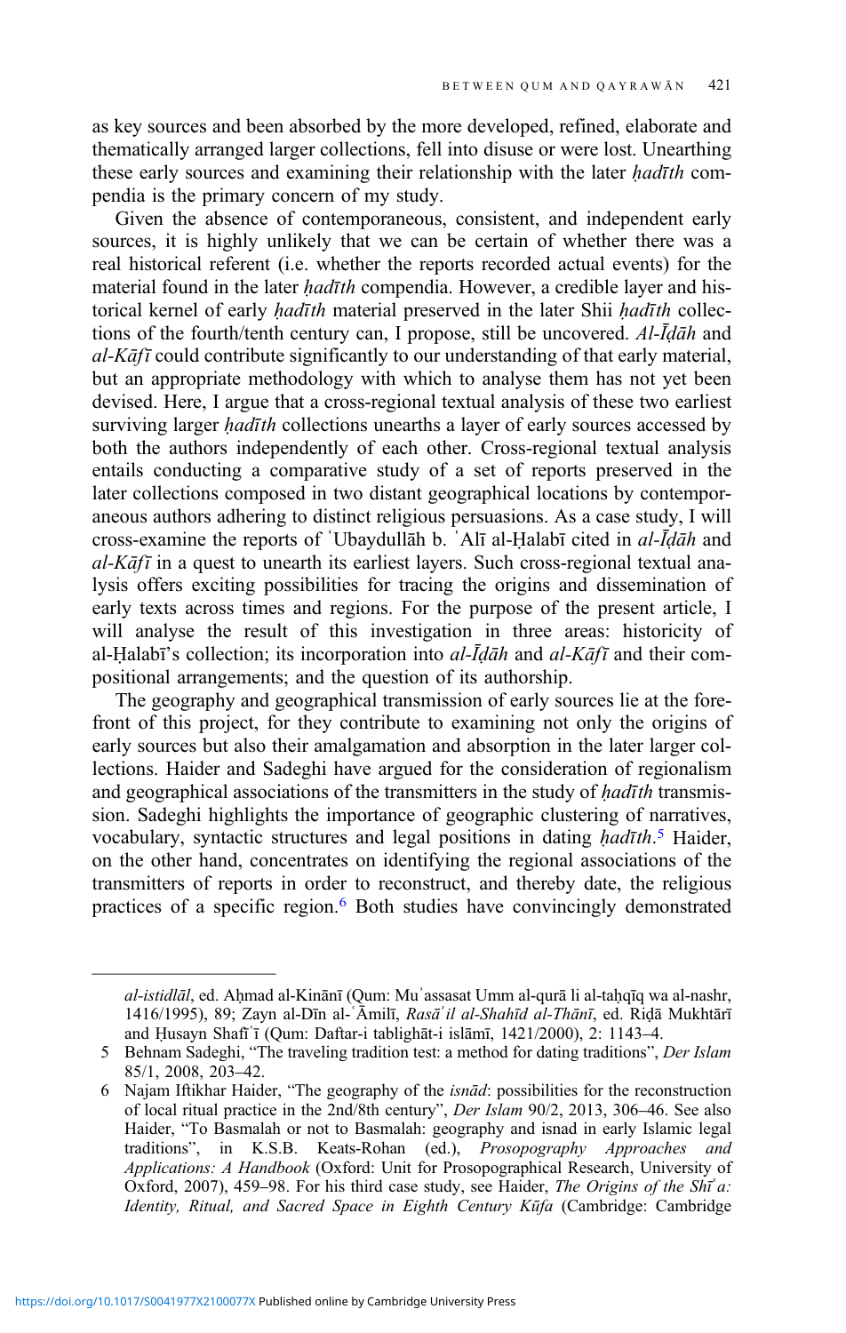as key sources and been absorbed by the more developed, refined, elaborate and thematically arranged larger collections, fell into disuse or were lost. Unearthing these early sources and examining their relationship with the later *ḥadīth* compendia is the primary concern of my study.

Given the absence of contemporaneous, consistent, and independent early sources, it is highly unlikely that we can be certain of whether there was a real historical referent (i.e. whether the reports recorded actual events) for the material found in the later *ḥadīth* compendia. However, a credible layer and historical kernel of early *ḥadīth* material preserved in the later Shii *ḥadīth* collections of the fourth/tenth century can, I propose, still be uncovered. *Al-Īḍāh* and *al-Kāfī* could contribute significantly to our understanding of that early material, but an appropriate methodology with which to analyse them has not yet been devised. Here, I argue that a cross-regional textual analysis of these two earliest surviving larger *ḥadīth* collections unearths a layer of early sources accessed by both the authors independently of each other. Cross-regional textual analysis entails conducting a comparative study of a set of reports preserved in the later collections composed in two distant geographical locations by contemporaneous authors adhering to distinct religious persuasions. As a case study, I will cross-examine the reports of ʿUbaydullāh b. ʿAlī al-Ḥalabī cited in *al-Īḍāh* and *al-Kāfī* in a quest to unearth its earliest layers. Such cross-regional textual analysis offers exciting possibilities for tracing the origins and dissemination of early texts across times and regions. For the purpose of the present article, I will analyse the result of this investigation in three areas: historicity of al-Ḥalabī's collection; its incorporation into *al-Īḍāh* and *al-Kāfī* and their compositional arrangements; and the question of its authorship.

The geography and geographical transmission of early sources lie at the forefront of this project, for they contribute to examining not only the origins of early sources but also their amalgamation and absorption in the later larger collections. Haider and Sadeghi have argued for the consideration of regionalism and geographical associations of the transmitters in the study of *ḥadīth* transmission. Sadeghi highlights the importance of geographic clustering of narratives, vocabulary, syntactic structures and legal positions in dating *ḥadīth*.[5] Haider, on the other hand, concentrates on identifying the regional associations of the transmitters of reports in order to reconstruct, and thereby date, the religious practices of a specific region.[6] Both studies have convincingly demonstrated

---

*al-istidlāl*, ed. Aḥmad al-Kinānī (Qum: Muʾassasat Umm al-qurā li al-taḥqīq wa al-nashr, 1416/1995), 89; Zayn al-Dīn al-ʿĀmilī, *Rasāʾil al-Shahīd al-Thānī*, ed. Riḍā Mukhtārī and Ḥusayn Shafīʿī (Qum: Daftar-i tablighāt-i islāmī, 1421/2000), 2: 1143–4.

5 Behnam Sadeghi, "The traveling tradition test: a method for dating traditions", *Der Islam* 85/1, 2008, 203–42.

6 Najam Iftikhar Haider, "The geography of the *isnād*: possibilities for the reconstruction of local ritual practice in the 2nd/8th century", *Der Islam* 90/2, 2013, 306–46. See also Haider, "To Basmalah or not to Basmalah: geography and isnad in early Islamic legal traditions", in K.S.B. Keats-Rohan (ed.), *Prosopography Approaches and Applications: A Handbook* (Oxford: Unit for Prosopographical Research, University of Oxford, 2007), 459–98. For his third case study, see Haider, *The Origins of the Shīʿa: Identity, Ritual, and Sacred Space in Eighth Century Kūfa* (Cambridge: Cambridge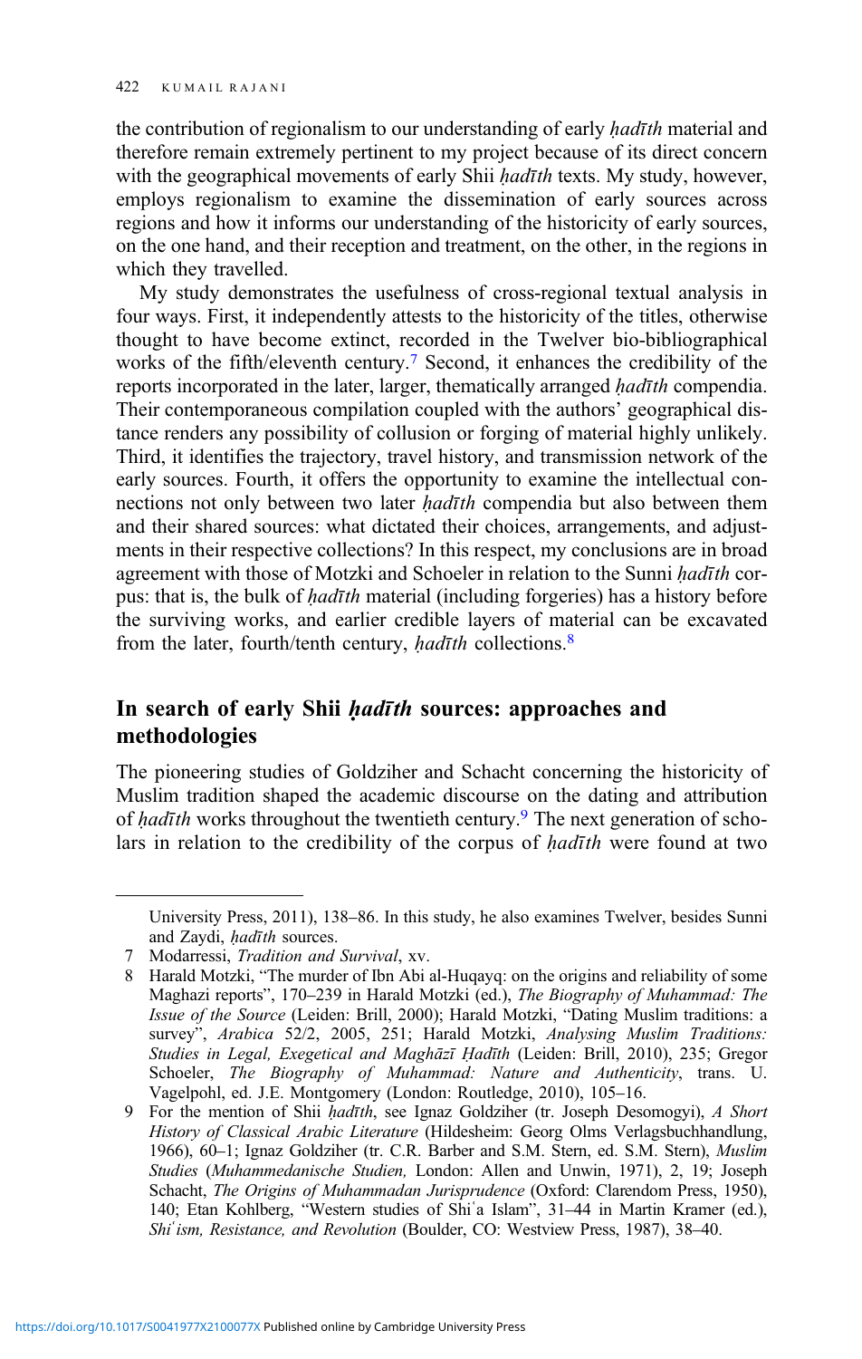the contribution of regionalism to our understanding of early *ḥadīth* material and therefore remain extremely pertinent to my project because of its direct concern with the geographical movements of early Shii *ḥadīth* texts. My study, however, employs regionalism to examine the dissemination of early sources across regions and how it informs our understanding of the historicity of early sources, on the one hand, and their reception and treatment, on the other, in the regions in which they travelled.

My study demonstrates the usefulness of cross-regional textual analysis in four ways. First, it independently attests to the historicity of the titles, otherwise thought to have become extinct, recorded in the Twelver bio-bibliographical works of the fifth/eleventh century.[7] Second, it enhances the credibility of the reports incorporated in the later, larger, thematically arranged *ḥadīth* compendia. Their contemporaneous compilation coupled with the authors' geographical distance renders any possibility of collusion or forging of material highly unlikely. Third, it identifies the trajectory, travel history, and transmission network of the early sources. Fourth, it offers the opportunity to examine the intellectual connections not only between two later *ḥadīth* compendia but also between them and their shared sources: what dictated their choices, arrangements, and adjustments in their respective collections? In this respect, my conclusions are in broad agreement with those of Motzki and Schoeler in relation to the Sunni *ḥadīth* corpus: that is, the bulk of *ḥadīth* material (including forgeries) has a history before the surviving works, and earlier credible layers of material can be excavated from the later, fourth/tenth century, *ḥadīth* collections.[8]

## In search of early Shii *ḥadīth* sources: approaches and methodologies

The pioneering studies of Goldziher and Schacht concerning the historicity of Muslim tradition shaped the academic discourse on the dating and attribution of *ḥadīth* works throughout the twentieth century.[9] The next generation of scholars in relation to the credibility of the corpus of *ḥadīth* were found at two

University Press, 2011), 138–86. In this study, he also examines Twelver, besides Sunni and Zaydi, *ḥadīth* sources.

7 Modarressi, *Tradition and Survival*, xv.

8 Harald Motzki, "The murder of Ibn Abi al-Huqayq: on the origins and reliability of some Maghazi reports", 170–239 in Harald Motzki (ed.), *The Biography of Muhammad: The Issue of the Source* (Leiden: Brill, 2000); Harald Motzki, "Dating Muslim traditions: a survey", *Arabica* 52/2, 2005, 251; Harald Motzki, *Analysing Muslim Traditions: Studies in Legal, Exegetical and Maghāzī Ḥadīth* (Leiden: Brill, 2010), 235; Gregor Schoeler, *The Biography of Muhammad: Nature and Authenticity*, trans. U. Vagelpohl, ed. J.E. Montgomery (London: Routledge, 2010), 105–16.

9 For the mention of Shii *ḥadīth*, see Ignaz Goldziher (tr. Joseph Desomogyi), *A Short History of Classical Arabic Literature* (Hildesheim: Georg Olms Verlagsbuchhandlung, 1966), 60–1; Ignaz Goldziher (tr. C.R. Barber and S.M. Stern, ed. S.M. Stern), *Muslim Studies* (*Muhammedanische Studien,* London: Allen and Unwin, 1971), 2, 19; Joseph Schacht, *The Origins of Muhammadan Jurisprudence* (Oxford: Clarendom Press, 1950), 140; Etan Kohlberg, "Western studies of Shiʿa Islam", 31–44 in Martin Kramer (ed.), *Shiʿism, Resistance, and Revolution* (Boulder, CO: Westview Press, 1987), 38–40.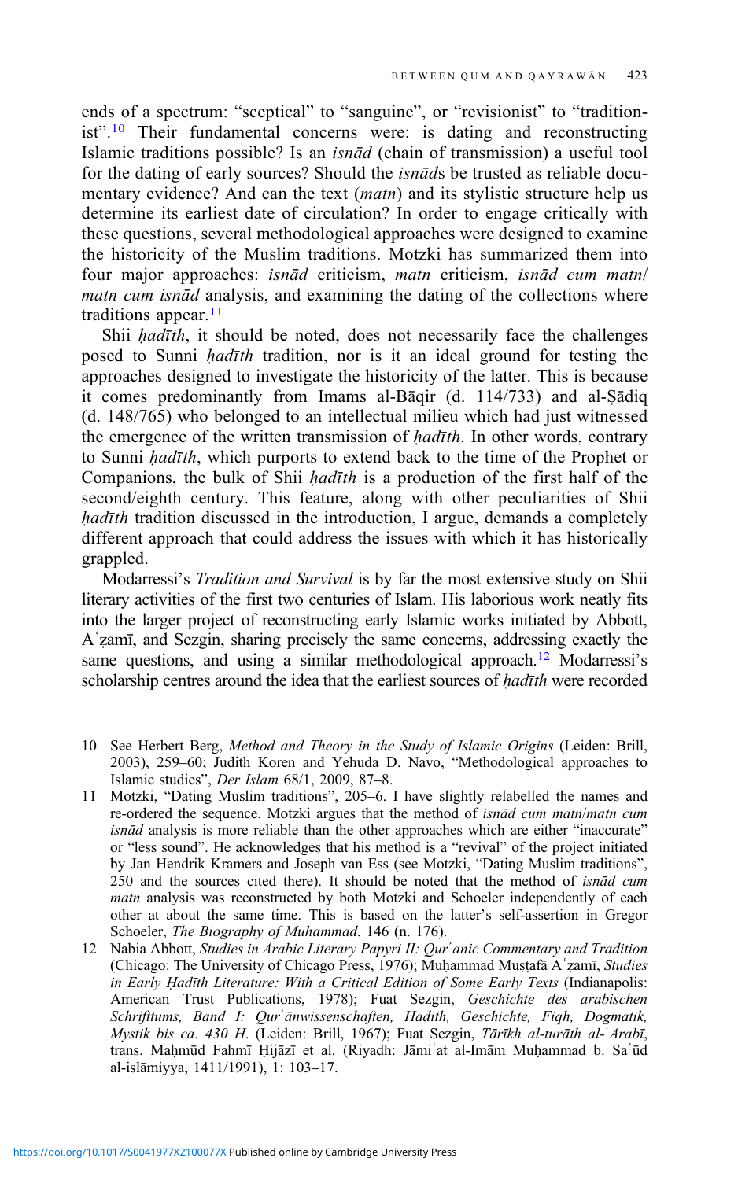ends of a spectrum: "sceptical" to "sanguine", or "revisionist" to "traditionist".[10] Their fundamental concerns were: is dating and reconstructing Islamic traditions possible? Is an *isnād* (chain of transmission) a useful tool for the dating of early sources? Should the *isnād*s be trusted as reliable documentary evidence? And can the text (*matn*) and its stylistic structure help us determine its earliest date of circulation? In order to engage critically with these questions, several methodological approaches were designed to examine the historicity of the Muslim traditions. Motzki has summarized them into four major approaches: *isnād* criticism, *matn* criticism, *isnād cum matn*/*matn cum isnād* analysis, and examining the dating of the collections where traditions appear.[11]

Shii *ḥadīth*, it should be noted, does not necessarily face the challenges posed to Sunni *ḥadīth* tradition, nor is it an ideal ground for testing the approaches designed to investigate the historicity of the latter. This is because it comes predominantly from Imams al-Bāqir (d. 114/733) and al-Ṣādiq (d. 148/765) who belonged to an intellectual milieu which had just witnessed the emergence of the written transmission of *ḥadīth*. In other words, contrary to Sunni *ḥadīth*, which purports to extend back to the time of the Prophet or Companions, the bulk of Shii *ḥadīth* is a production of the first half of the second/eighth century. This feature, along with other peculiarities of Shii *ḥadīth* tradition discussed in the introduction, I argue, demands a completely different approach that could address the issues with which it has historically grappled.

Modarressi's *Tradition and Survival* is by far the most extensive study on Shii literary activities of the first two centuries of Islam. His laborious work neatly fits into the larger project of reconstructing early Islamic works initiated by Abbott, Aʿẓamī, and Sezgin, sharing precisely the same concerns, addressing exactly the same questions, and using a similar methodological approach.[12] Modarressi's scholarship centres around the idea that the earliest sources of *ḥadīth* were recorded

10 See Herbert Berg, *Method and Theory in the Study of Islamic Origins* (Leiden: Brill, 2003), 259–60; Judith Koren and Yehuda D. Navo, "Methodological approaches to Islamic studies", *Der Islam* 68/1, 2009, 87–8.

11 Motzki, "Dating Muslim traditions", 205–6. I have slightly relabelled the names and re-ordered the sequence. Motzki argues that the method of *isnād cum matn*/*matn cum isnād* analysis is more reliable than the other approaches which are either "inaccurate" or "less sound". He acknowledges that his method is a "revival" of the project initiated by Jan Hendrik Kramers and Joseph van Ess (see Motzki, "Dating Muslim traditions", 250 and the sources cited there). It should be noted that the method of *isnād cum matn* analysis was reconstructed by both Motzki and Schoeler independently of each other at about the same time. This is based on the latter's self-assertion in Gregor Schoeler, *The Biography of Muhammad*, 146 (n. 176).

12 Nabia Abbott, *Studies in Arabic Literary Papyri II: Qurʾanic Commentary and Tradition* (Chicago: The University of Chicago Press, 1976); Muḥammad Muṣṭafā Aʿẓamī, *Studies in Early Ḥadīth Literature: With a Critical Edition of Some Early Texts* (Indianapolis: American Trust Publications, 1978); Fuat Sezgin, *Geschichte des arabischen Schrifttums, Band I: Qurʾānwissenschaften, Hadith, Geschichte, Fiqh, Dogmatik, Mystik bis ca. 430 H*. (Leiden: Brill, 1967); Fuat Sezgin, *Tārīkh al-turāth al-ʿArabī*, trans. Maḥmūd Fahmī Ḥijāzī et al. (Riyadh: Jāmiʿat al-Imām Muḥammad b. Saʿūd al-islāmiyya, 1411/1991), 1: 103–17.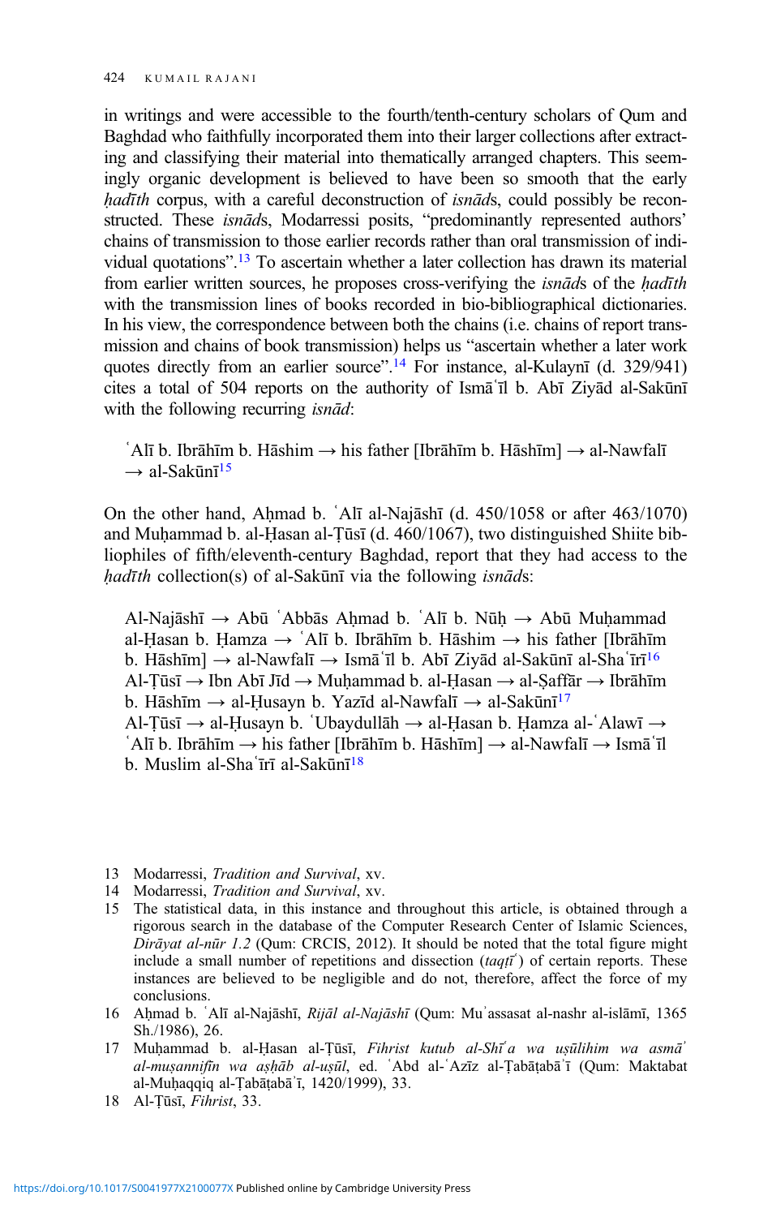in writings and were accessible to the fourth/tenth-century scholars of Qum and Baghdad who faithfully incorporated them into their larger collections after extracting and classifying their material into thematically arranged chapters. This seemingly organic development is believed to have been so smooth that the early *ḥadīth* corpus, with a careful deconstruction of *isnād*s, could possibly be reconstructed. These *isnād*s, Modarressi posits, "predominantly represented authors' chains of transmission to those earlier records rather than oral transmission of individual quotations".[13] To ascertain whether a later collection has drawn its material from earlier written sources, he proposes cross-verifying the *isnād*s of the *ḥadīth* with the transmission lines of books recorded in bio-bibliographical dictionaries. In his view, the correspondence between both the chains (i.e. chains of report transmission and chains of book transmission) helps us "ascertain whether a later work quotes directly from an earlier source".[14] For instance, al-Kulaynī (d. 329/941) cites a total of 504 reports on the authority of Ismāʿīl b. Abī Ziyād al-Sakūnī with the following recurring *isnād*:

> ʿAlī b. Ibrāhīm b. Hāshim → his father [Ibrāhīm b. Hāshim] → al-Nawfalī → al-Sakūnī[15]

On the other hand, Aḥmad b. ʿAlī al-Najāshī (d. 450/1058 or after 463/1070) and Muḥammad b. al-Ḥasan al-Ṭūsī (d. 460/1067), two distinguished Shiite bibliophiles of fifth/eleventh-century Baghdad, report that they had access to the *ḥadīth* collection(s) of al-Sakūnī via the following *isnād*s:

> Al-Najāshī → Abū ʿAbbās Aḥmad b. ʿAlī b. Nūḥ → Abū Muḥammad al-Ḥasan b. Ḥamza → ʿAlī b. Ibrāhīm b. Hāshim → his father [Ibrāhīm b. Hāshīm] → al-Nawfalī → Ismāʿīl b. Abī Ziyād al-Sakūnī al-Shaʿīrī[16]
> Al-Ṭūsī → Ibn Abī Jīd → Muḥammad b. al-Ḥasan → al-Ṣaffār → Ibrāhīm b. Hāshīm → al-Ḥusayn b. Yazīd al-Nawfalī → al-Sakūnī[17]
> Al-Ṭūsī → al-Ḥusayn b. ʿUbaydullāh → al-Ḥasan b. Ḥamza al-ʿAlawī → ʿAlī b. Ibrāhīm → his father [Ibrāhīm b. Hāshīm] → al-Nawfalī → Ismāʿīl b. Muslim al-Shaʿīrī al-Sakūnī[18]

13 Modarressi, *Tradition and Survival*, xv.
14 Modarressi, *Tradition and Survival*, xv.
15 The statistical data, in this instance and throughout this article, is obtained through a rigorous search in the database of the Computer Research Center of Islamic Sciences, *Dirāyat al-nūr 1.2* (Qum: CRCIS, 2012). It should be noted that the total figure might include a small number of repetitions and dissection (*taqṭīʿ*) of certain reports. These instances are believed to be negligible and do not, therefore, affect the force of my conclusions.
16 Aḥmad b. ʿAlī al-Najāshī, *Rijāl al-Najāshī* (Qum: Muʾassasat al-nashr al-islāmī, 1365 Sh./1986), 26.
17 Muḥammad b. al-Ḥasan al-Ṭūsī, *Fihrist kutub al-Shīʿa wa uṣūlihim wa asmāʾ al-muṣannifīn wa aṣḥāb al-uṣūl*, ed. ʿAbd al-ʿAzīz al-Ṭabāṭabāʾī (Qum: Maktabat al-Muḥaqqiq al-Ṭabāṭabāʾī, 1420/1999), 33.
18 Al-Ṭūsī, *Fihrist*, 33.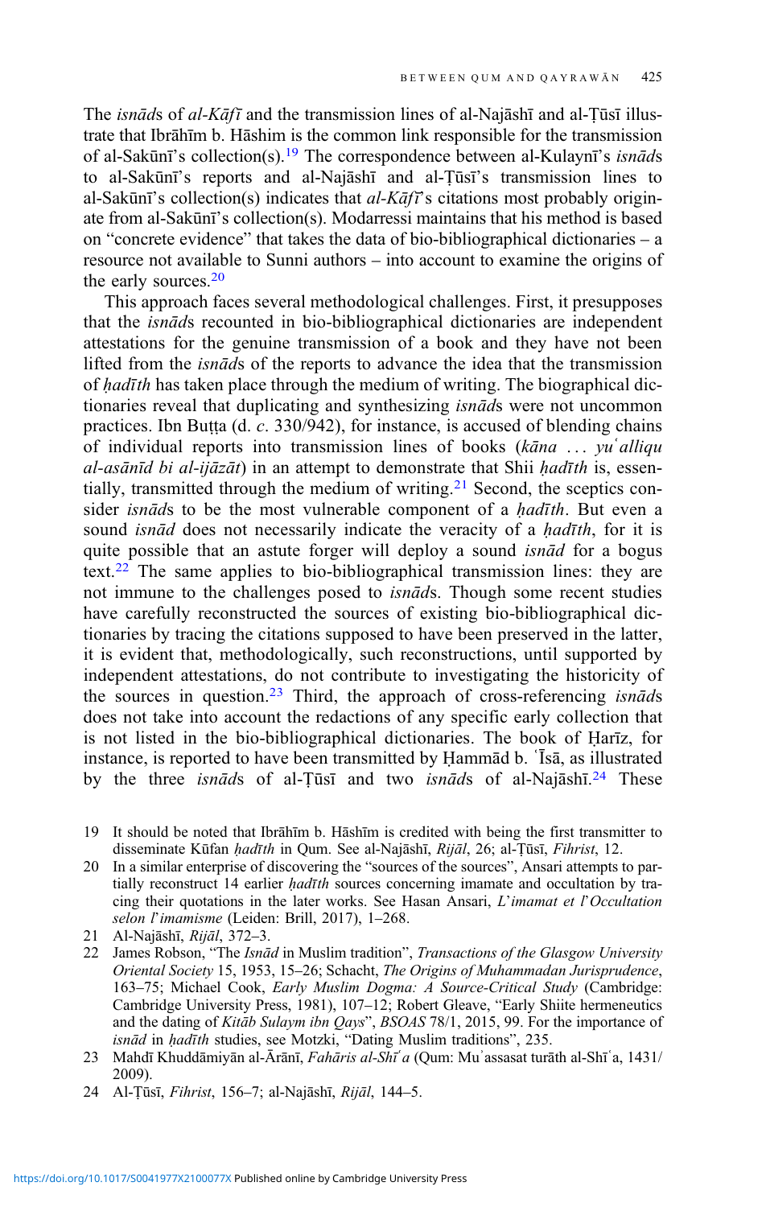The *isnād*s of *al-Kāfī* and the transmission lines of al-Najāshī and al-Ṭūsī illustrate that Ibrāhīm b. Hāshim is the common link responsible for the transmission of al-Sakūnī's collection(s).[19] The correspondence between al-Kulaynī's *isnād*s to al-Sakūnī's reports and al-Najāshī and al-Ṭūsī's transmission lines to al-Sakūnī's collection(s) indicates that *al-Kāfī*'s citations most probably originate from al-Sakūnī's collection(s). Modarressi maintains that his method is based on "concrete evidence" that takes the data of bio-bibliographical dictionaries – a resource not available to Sunni authors – into account to examine the origins of the early sources.[20]

This approach faces several methodological challenges. First, it presupposes that the *isnād*s recounted in bio-bibliographical dictionaries are independent attestations for the genuine transmission of a book and they have not been lifted from the *isnād*s of the reports to advance the idea that the transmission of *ḥadīth* has taken place through the medium of writing. The biographical dictionaries reveal that duplicating and synthesizing *isnād*s were not uncommon practices. Ibn Buṭṭa (d. *c*. 330/942), for instance, is accused of blending chains of individual reports into transmission lines of books (*kāna … yuʿalliqu al-asānīd bi al-ijāzāt*) in an attempt to demonstrate that Shii *ḥadīth* is, essentially, transmitted through the medium of writing.[21] Second, the sceptics consider *isnād*s to be the most vulnerable component of a *ḥadīth*. But even a sound *isnād* does not necessarily indicate the veracity of a *ḥadīth*, for it is quite possible that an astute forger will deploy a sound *isnād* for a bogus text.[22] The same applies to bio-bibliographical transmission lines: they are not immune to the challenges posed to *isnād*s. Though some recent studies have carefully reconstructed the sources of existing bio-bibliographical dictionaries by tracing the citations supposed to have been preserved in the latter, it is evident that, methodologically, such reconstructions, until supported by independent attestations, do not contribute to investigating the historicity of the sources in question.[23] Third, the approach of cross-referencing *isnād*s does not take into account the redactions of any specific early collection that is not listed in the bio-bibliographical dictionaries. The book of Ḥarīz, for instance, is reported to have been transmitted by Ḥammād b. ʿĪsā, as illustrated by the three *isnād*s of al-Ṭūsī and two *isnād*s of al-Najāshī.[24] These

19 It should be noted that Ibrāhīm b. Hāshīm is credited with being the first transmitter to disseminate Kūfan *ḥadīth* in Qum. See al-Najāshī, *Rijāl*, 26; al-Ṭūsī, *Fihrist*, 12.

20 In a similar enterprise of discovering the "sources of the sources", Ansari attempts to partially reconstruct 14 earlier *ḥadīth* sources concerning imamate and occultation by tracing their quotations in the later works. See Hasan Ansari, *L'imamat et l'Occultation selon l'imamisme* (Leiden: Brill, 2017), 1–268.

21 Al-Najāshī, *Rijāl*, 372–3.

22 James Robson, "The *Isnād* in Muslim tradition", *Transactions of the Glasgow University Oriental Society* 15, 1953, 15–26; Schacht, *The Origins of Muhammadan Jurisprudence*, 163–75; Michael Cook, *Early Muslim Dogma: A Source-Critical Study* (Cambridge: Cambridge University Press, 1981), 107–12; Robert Gleave, "Early Shiite hermeneutics and the dating of *Kitāb Sulaym ibn Qays*", *BSOAS* 78/1, 2015, 99. For the importance of *isnād* in *ḥadīth* studies, see Motzki, "Dating Muslim traditions", 235.

23 Mahdī Khuddāmiyān al-Ārānī, *Fahāris al-Shīʿa* (Qum: Muʾassasat turāth al-Shīʿa, 1431/2009).

24 Al-Ṭūsī, *Fihrist*, 156–7; al-Najāshī, *Rijāl*, 144–5.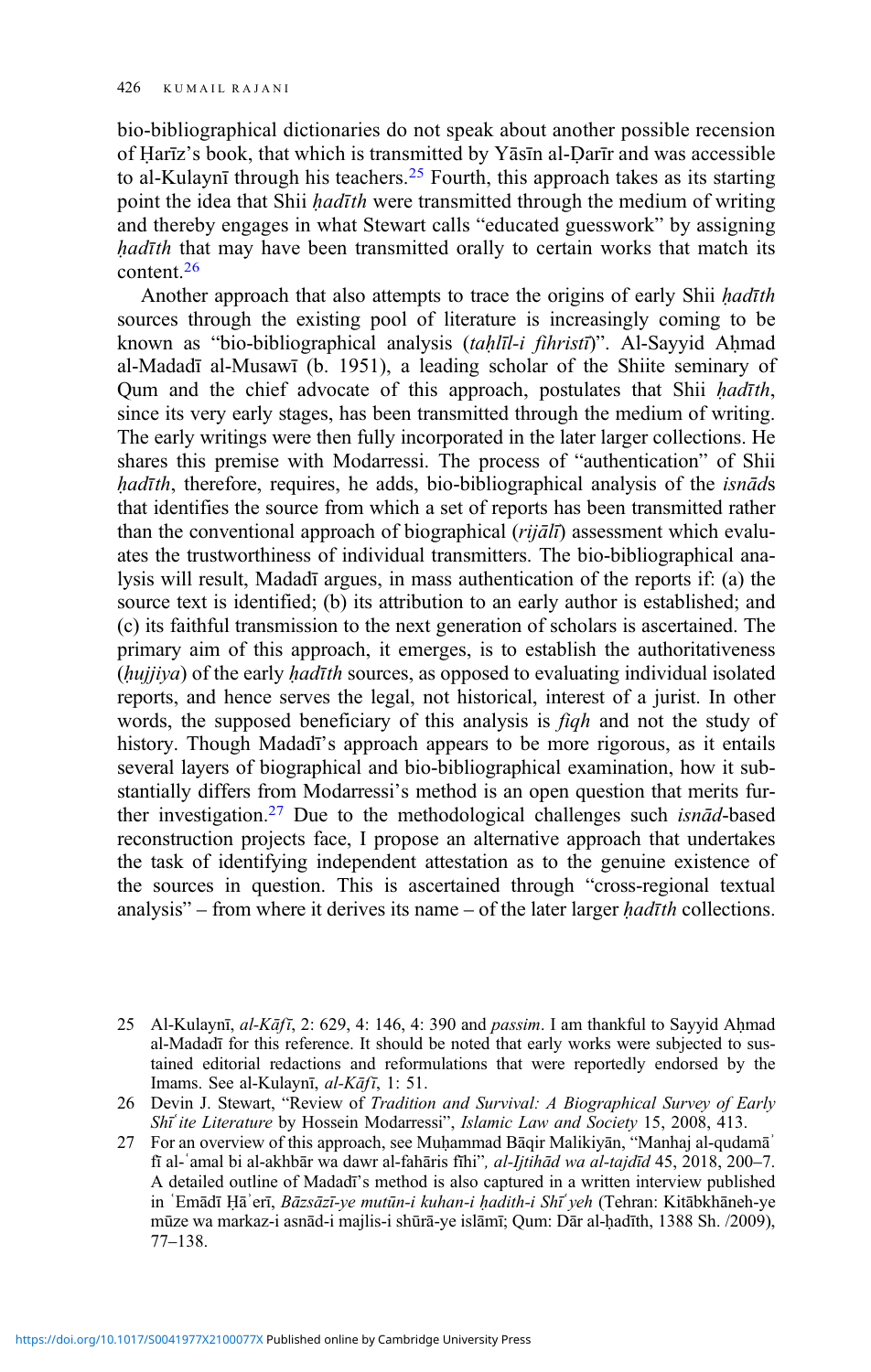bio-bibliographical dictionaries do not speak about another possible recension of Ḥarīz's book, that which is transmitted by Yāsīn al-Ḍarīr and was accessible to al-Kulaynī through his teachers.[25] Fourth, this approach takes as its starting point the idea that Shii *ḥadīth* were transmitted through the medium of writing and thereby engages in what Stewart calls "educated guesswork" by assigning *ḥadīth* that may have been transmitted orally to certain works that match its content.[26]

Another approach that also attempts to trace the origins of early Shii *ḥadīth* sources through the existing pool of literature is increasingly coming to be known as "bio-bibliographical analysis (*taḥlīl-i fihristī*)". Al-Sayyid Aḥmad al-Madadī al-Musawī (b. 1951), a leading scholar of the Shiite seminary of Qum and the chief advocate of this approach, postulates that Shii *ḥadīth*, since its very early stages, has been transmitted through the medium of writing. The early writings were then fully incorporated in the later larger collections. He shares this premise with Modarressi. The process of "authentication" of Shii *ḥadīth*, therefore, requires, he adds, bio-bibliographical analysis of the *isnād*s that identifies the source from which a set of reports has been transmitted rather than the conventional approach of biographical (*rijālī*) assessment which evaluates the trustworthiness of individual transmitters. The bio-bibliographical analysis will result, Madadī argues, in mass authentication of the reports if: (a) the source text is identified; (b) its attribution to an early author is established; and (c) its faithful transmission to the next generation of scholars is ascertained. The primary aim of this approach, it emerges, is to establish the authoritativeness (*ḥujjiya*) of the early *ḥadīth* sources, as opposed to evaluating individual isolated reports, and hence serves the legal, not historical, interest of a jurist. In other words, the supposed beneficiary of this analysis is *fiqh* and not the study of history. Though Madadī's approach appears to be more rigorous, as it entails several layers of biographical and bio-bibliographical examination, how it substantially differs from Modarressi's method is an open question that merits further investigation.[27] Due to the methodological challenges such *isnād*-based reconstruction projects face, I propose an alternative approach that undertakes the task of identifying independent attestation as to the genuine existence of the sources in question. This is ascertained through "cross-regional textual analysis" – from where it derives its name – of the later larger *ḥadīth* collections.

---

25 Al-Kulaynī, *al-Kāfī*, 2: 629, 4: 146, 4: 390 and *passim*. I am thankful to Sayyid Aḥmad al-Madadī for this reference. It should be noted that early works were subjected to sustained editorial redactions and reformulations that were reportedly endorsed by the Imams. See al-Kulaynī, *al-Kāfī*, 1: 51.

26 Devin J. Stewart, "Review of *Tradition and Survival: A Biographical Survey of Early Shīʿite Literature* by Hossein Modarressi", *Islamic Law and Society* 15, 2008, 413.

27 For an overview of this approach, see Muḥammad Bāqir Malikiyān, "Manhaj al-qudamāʾ fī al-ʿamal bi al-akhbār wa dawr al-fahāris fīhi", *al-Ijtihād wa al-tajdīd* 45, 2018, 200–7. A detailed outline of Madadī's method is also captured in a written interview published in ʿEmādī Ḥāʾerī, *Bāzsāzī-ye mutūn-i kuhan-i ḥadith-i Shīʿyeh* (Tehran: Kitābkhāneh-ye mūze wa markaz-i asnād-i majlis-i shūrā-ye islāmī; Qum: Dār al-ḥadīth, 1388 Sh. /2009), 77–138.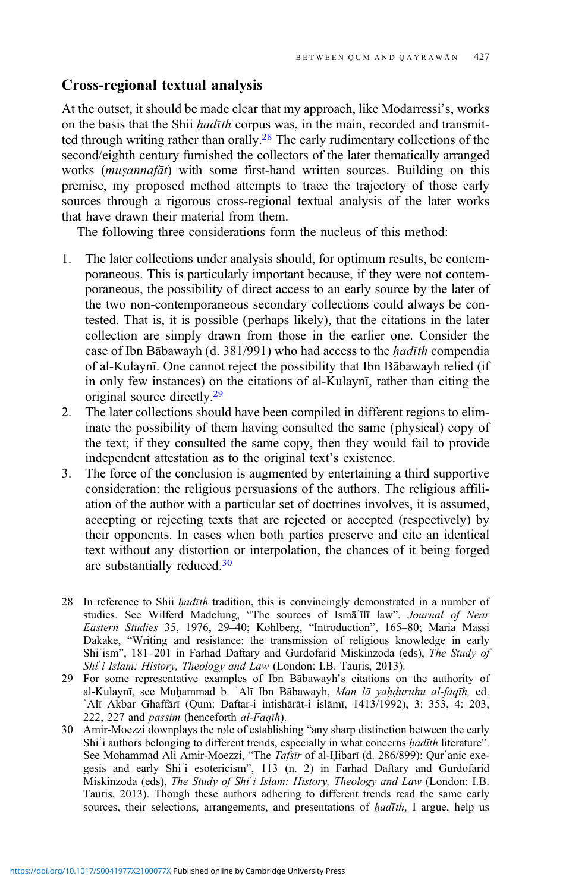## Cross-regional textual analysis

At the outset, it should be made clear that my approach, like Modarressi's, works on the basis that the Shii *ḥadīth* corpus was, in the main, recorded and transmitted through writing rather than orally.[28] The early rudimentary collections of the second/eighth century furnished the collectors of the later thematically arranged works (*muṣannafāt*) with some first-hand written sources. Building on this premise, my proposed method attempts to trace the trajectory of those early sources through a rigorous cross-regional textual analysis of the later works that have drawn their material from them.

The following three considerations form the nucleus of this method:

1. The later collections under analysis should, for optimum results, be contemporaneous. This is particularly important because, if they were not contemporaneous, the possibility of direct access to an early source by the later of the two non-contemporaneous secondary collections could always be contested. That is, it is possible (perhaps likely), that the citations in the later collection are simply drawn from those in the earlier one. Consider the case of Ibn Bābawayh (d. 381/991) who had access to the *ḥadīth* compendia of al-Kulaynī. One cannot reject the possibility that Ibn Bābawayh relied (if in only few instances) on the citations of al-Kulaynī, rather than citing the original source directly.[29]
2. The later collections should have been compiled in different regions to eliminate the possibility of them having consulted the same (physical) copy of the text; if they consulted the same copy, then they would fail to provide independent attestation as to the original text's existence.
3. The force of the conclusion is augmented by entertaining a third supportive consideration: the religious persuasions of the authors. The religious affiliation of the author with a particular set of doctrines involves, it is assumed, accepting or rejecting texts that are rejected or accepted (respectively) by their opponents. In cases when both parties preserve and cite an identical text without any distortion or interpolation, the chances of it being forged are substantially reduced.[30]

28 In reference to Shii *ḥadīth* tradition, this is convincingly demonstrated in a number of studies. See Wilferd Madelung, "The sources of Ismāʿīlī law", *Journal of Near Eastern Studies* 35, 1976, 29–40; Kohlberg, "Introduction", 165–80; Maria Massi Dakake, "Writing and resistance: the transmission of religious knowledge in early Shiʿism", 181–201 in Farhad Daftary and Gurdofarid Miskinzoda (eds), *The Study of Shiʿi Islam: History, Theology and Law* (London: I.B. Tauris, 2013).

29 For some representative examples of Ibn Bābawayh's citations on the authority of al-Kulaynī, see Muḥammad b. ʿAlī Ibn Bābawayh, *Man lā yaḥḍuruhu al-faqīh,* ed. ʿAlī Akbar Ghaffārī (Qum: Daftar-i intishārāt-i islāmī, 1413/1992), 3: 353, 4: 203, 222, 227 and *passim* (henceforth *al-Faqīh*).

30 Amir-Moezzi downplays the role of establishing "any sharp distinction between the early Shiʿi authors belonging to different trends, especially in what concerns *ḥadīth* literature". See Mohammad Ali Amir-Moezzi, "The *Tafsīr* of al-Ḥibarī (d. 286/899): Qurʾanic exegesis and early Shiʿi esotericism", 113 (n. 2) in Farhad Daftary and Gurdofarid Miskinzoda (eds), *The Study of Shiʿi Islam: History, Theology and Law* (London: I.B. Tauris, 2013). Though these authors adhering to different trends read the same early sources, their selections, arrangements, and presentations of *ḥadīth*, I argue, help us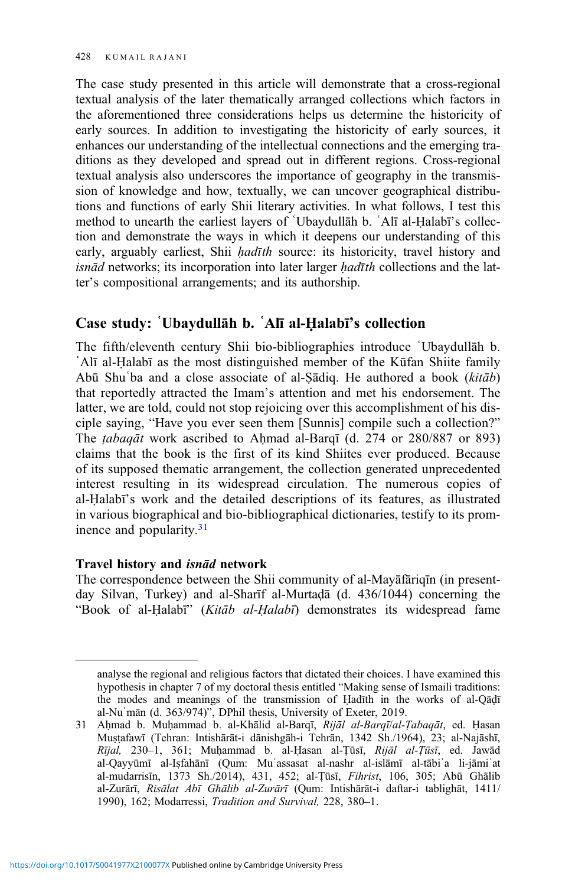The case study presented in this article will demonstrate that a cross-regional textual analysis of the later thematically arranged collections which factors in the aforementioned three considerations helps us determine the historicity of early sources. In addition to investigating the historicity of early sources, it enhances our understanding of the intellectual connections and the emerging traditions as they developed and spread out in different regions. Cross-regional textual analysis also underscores the importance of geography in the transmission of knowledge and how, textually, we can uncover geographical distributions and functions of early Shii literary activities. In what follows, I test this method to unearth the earliest layers of ʿUbaydullāh b. ʿAlī al-Ḥalabī's collection and demonstrate the ways in which it deepens our understanding of this early, arguably earliest, Shii *ḥadīth* source: its historicity, travel history and *isnād* networks; its incorporation into later larger *ḥadīth* collections and the latter's compositional arrangements; and its authorship.

## Case study: ʿUbaydullāh b. ʿAlī al-Ḥalabī's collection

The fifth/eleventh century Shii bio-bibliographies introduce ʿUbaydullāh b. ʿAlī al-Ḥalabī as the most distinguished member of the Kūfan Shiite family Abū Shuʿba and a close associate of al-Ṣādiq. He authored a book (*kitāb*) that reportedly attracted the Imam's attention and met his endorsement. The latter, we are told, could not stop rejoicing over this accomplishment of his disciple saying, "Have you ever seen them [Sunnis] compile such a collection?" The *ṭabaqāt* work ascribed to Aḥmad al-Barqī (d. 274 or 280/887 or 893) claims that the book is the first of its kind Shiites ever produced. Because of its supposed thematic arrangement, the collection generated unprecedented interest resulting in its widespread circulation. The numerous copies of al-Ḥalabī's work and the detailed descriptions of its features, as illustrated in various biographical and bio-bibliographical dictionaries, testify to its prominence and popularity.[31]

### Travel history and *isnād* network

The correspondence between the Shii community of al-Mayāfāriqīn (in present-day Silvan, Turkey) and al-Sharīf al-Murtaḍā (d. 436/1044) concerning the "Book of al-Ḥalabī" (*Kitāb al-Ḥalabī*) demonstrates its widespread fame

---

analyse the regional and religious factors that dictated their choices. I have examined this hypothesis in chapter 7 of my doctoral thesis entitled "Making sense of Ismaili traditions: the modes and meanings of the transmission of Ḥadīth in the works of al-Qāḍī al-Nuʿmān (d. 363/974)", DPhil thesis, University of Exeter, 2019.

31 Aḥmad b. Muḥammad b. al-Khālid al-Barqī, *Rijāl al-Barqī/al-Ṭabaqāt*, ed. Ḥasan Muṣṭafawī (Tehran: Intishārāt-i dānishgāh-i Tehrān, 1342 Sh./1964), 23; al-Najāshī, *Rījal,* 230–1, 361; Muḥammad b. al-Ḥasan al-Ṭūsī, *Rijāl al-Ṭūsī*, ed. Jawād al-Qayyūmī al-Iṣfahānī (Qum: Muʾassasat al-nashr al-islāmī al-tābiʿa li-jāmiʿat al-mudarrisīn, 1373 Sh./2014), 431, 452; al-Ṭūsī, *Fihrist*, 106, 305; Abū Ghālib al-Zurārī, *Risālat Abī Ghālib al-Zurārī* (Qum: Intishārāt-i daftar-i tablighāt, 1411/1990), 162; Modarressi, *Tradition and Survival,* 228, 380–1.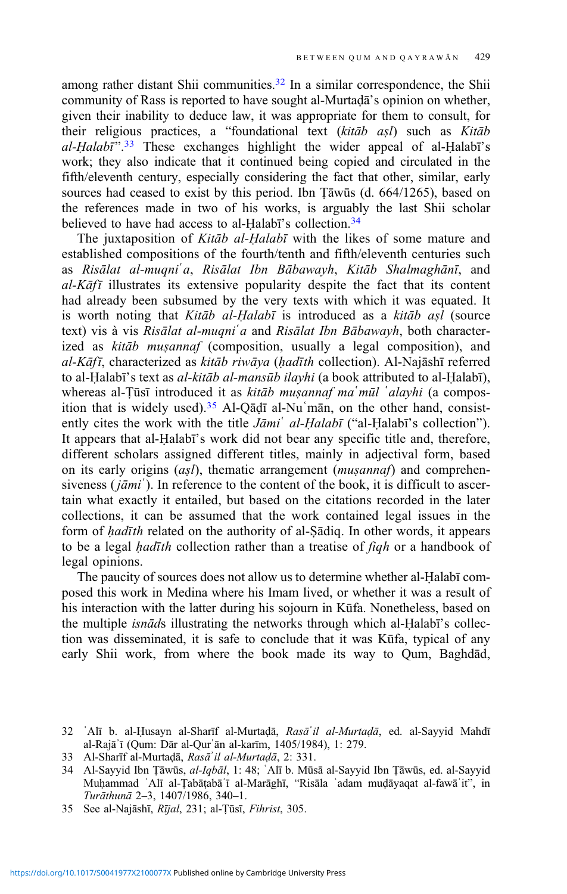among rather distant Shii communities.[32] In a similar correspondence, the Shii community of Rass is reported to have sought al-Murtaḍā's opinion on whether, given their inability to deduce law, it was appropriate for them to consult, for their religious practices, a "foundational text (*kitāb aṣl*) such as *Kitāb al-Ḥalabī*".[33] These exchanges highlight the wider appeal of al-Ḥalabī's work; they also indicate that it continued being copied and circulated in the fifth/eleventh century, especially considering the fact that other, similar, early sources had ceased to exist by this period. Ibn Ṭāwūs (d. 664/1265), based on the references made in two of his works, is arguably the last Shii scholar believed to have had access to al-Ḥalabī's collection.[34]

The juxtaposition of *Kitāb al-Ḥalabī* with the likes of some mature and established compositions of the fourth/tenth and fifth/eleventh centuries such as *Risālat al-muqniʿa*, *Risālat Ibn Bābawayh*, *Kitāb Shalmaghānī*, and *al-Kāfī* illustrates its extensive popularity despite the fact that its content had already been subsumed by the very texts with which it was equated. It is worth noting that *Kitāb al-Ḥalabī* is introduced as a *kitāb aṣl* (source text) vis à vis *Risālat al-muqniʿa* and *Risālat Ibn Bābawayh*, both characterized as *kitāb muṣannaf* (composition, usually a legal composition), and *al-Kāfī*, characterized as *kitāb riwāya* (*ḥadīth* collection). Al-Najāshī referred to al-Ḥalabī's text as *al-kitāb al-mansūb ilayhi* (a book attributed to al-Ḥalabī), whereas al-Ṭūsī introduced it as *kitāb muṣannaf maʿmūl ʿalayhi* (a composition that is widely used).[35] Al-Qāḍī al-Nuʿmān, on the other hand, consistently cites the work with the title *Jāmiʿ al-Ḥalabī* ("al-Ḥalabī's collection"). It appears that al-Ḥalabī's work did not bear any specific title and, therefore, different scholars assigned different titles, mainly in adjectival form, based on its early origins (*aṣl*), thematic arrangement (*muṣannaf*) and comprehensiveness (*jāmiʿ*). In reference to the content of the book, it is difficult to ascertain what exactly it entailed, but based on the citations recorded in the later collections, it can be assumed that the work contained legal issues in the form of *ḥadīth* related on the authority of al-Ṣādiq. In other words, it appears to be a legal *ḥadīth* collection rather than a treatise of *fiqh* or a handbook of legal opinions.

The paucity of sources does not allow us to determine whether al-Ḥalabī composed this work in Medina where his Imam lived, or whether it was a result of his interaction with the latter during his sojourn in Kūfa. Nonetheless, based on the multiple *isnād*s illustrating the networks through which al-Ḥalabī's collection was disseminated, it is safe to conclude that it was Kūfa, typical of any early Shii work, from where the book made its way to Qum, Baghdād,

32 ʿAlī b. al-Ḥusayn al-Sharīf al-Murtaḍā, *Rasāʾil al-Murtaḍā*, ed. al-Sayyid Mahdī al-Rajāʾī (Qum: Dār al-Qurʾān al-karīm, 1405/1984), 1: 279.

33 Al-Sharīf al-Murtaḍā, *Rasāʾil al-Murtaḍā*, 2: 331.

34 Al-Sayyid Ibn Ṭāwūs, *al-Iqbāl*, 1: 48; ʿAlī b. Mūsā al-Sayyid Ibn Ṭāwūs, ed. al-Sayyid Muḥammad ʿAlī al-Ṭabāṭabāʾī al-Marāghī, "Risāla ʿadam muḍāyaqat al-fawāʾit", in *Turāthunā* 2–3, 1407/1986, 340–1.

35 See al-Najāshī, *Rījal*, 231; al-Ṭūsī, *Fihrist*, 305.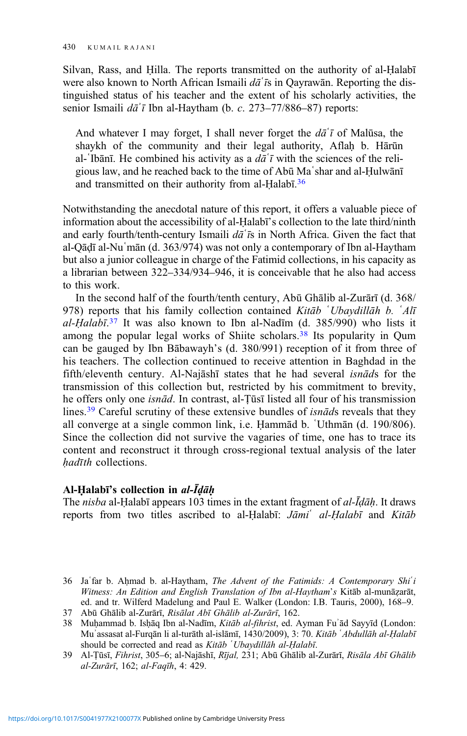Silvan, Rass, and Ḥilla. The reports transmitted on the authority of al-Ḥalabī were also known to North African Ismaili *dāʿī*s in Qayrawān. Reporting the distinguished status of his teacher and the extent of his scholarly activities, the senior Ismaili *dāʾī* Ibn al-Haytham (b. *c*. 273–77/886–87) reports:

> And whatever I may forget, I shall never forget the *dāʿī* of Malūsa, the shaykh of the community and their legal authority, Aflaḥ b. Hārūn al-ʿIbānī. He combined his activity as a *dāʿī* with the sciences of the religious law, and he reached back to the time of Abū Maʿshar and al-Ḥulwānī and transmitted on their authority from al-Ḥalabī.[36]

Notwithstanding the anecdotal nature of this report, it offers a valuable piece of information about the accessibility of al-Ḥalabī's collection to the late third/ninth and early fourth/tenth-century Ismaili *dāʿī*s in North Africa. Given the fact that al-Qāḍī al-Nuʿmān (d. 363/974) was not only a contemporary of Ibn al-Haytham but also a junior colleague in charge of the Fatimid collections, in his capacity as a librarian between 322–334/934–946, it is conceivable that he also had access to this work.

In the second half of the fourth/tenth century, Abū Ghālib al-Zurārī (d. 368/978) reports that his family collection contained *Kitāb ʿUbaydillāh b. ʿAlī al-Ḥalabī*.[37] It was also known to Ibn al-Nadīm (d. 385/990) who lists it among the popular legal works of Shiite scholars.[38] Its popularity in Qum can be gauged by Ibn Bābawayh's (d. 380/991) reception of it from three of his teachers. The collection continued to receive attention in Baghdad in the fifth/eleventh century. Al-Najāshī states that he had several *isnād*s for the transmission of this collection but, restricted by his commitment to brevity, he offers only one *isnād*. In contrast, al-Ṭūsī listed all four of his transmission lines.[39] Careful scrutiny of these extensive bundles of *isnād*s reveals that they all converge at a single common link, i.e. Ḥammād b. ʿUthmān (d. 190/806). Since the collection did not survive the vagaries of time, one has to trace its content and reconstruct it through cross-regional textual analysis of the later *ḥadīth* collections.

## Al-Ḥalabī's collection in *al-Īḍāḥ*

The *nisba* al-Ḥalabī appears 103 times in the extant fragment of *al-Īḍāḥ*. It draws reports from two titles ascribed to al-Ḥalabī: *Jāmiʿ al-Ḥalabī* and *Kitāb*

---

36 Jaʿfar b. Aḥmad b. al-Haytham, *The Advent of the Fatimids: A Contemporary Shiʿi Witness: An Edition and English Translation of Ibn al-Haytham's* Kitāb al-munāẓarāt, ed. and tr. Wilferd Madelung and Paul E. Walker (London: I.B. Tauris, 2000), 168–9.

37 Abū Ghālib al-Zurārī, *Risālat Abī Ghālib al-Zurārī*, 162.

38 Muḥammad b. Isḥāq Ibn al-Nadīm, *Kitāb al-fihrist*, ed. Ayman Fuʾād Sayyīd (London: Muʾassasat al-Furqān li al-turāth al-islāmī, 1430/2009), 3: 70. *Kitāb ʿAbdullāh al-Ḥalabī* should be corrected and read as *Kitāb ʿUbaydillāh al-Ḥalabī*.

39 Al-Ṭūsī, *Fihrist*, 305–6; al-Najāshī, *Rījal,* 231; Abū Ghālib al-Zurārī, *Risāla Abī Ghālib al-Zurārī*, 162; *al-Faqīh*, 4: 429.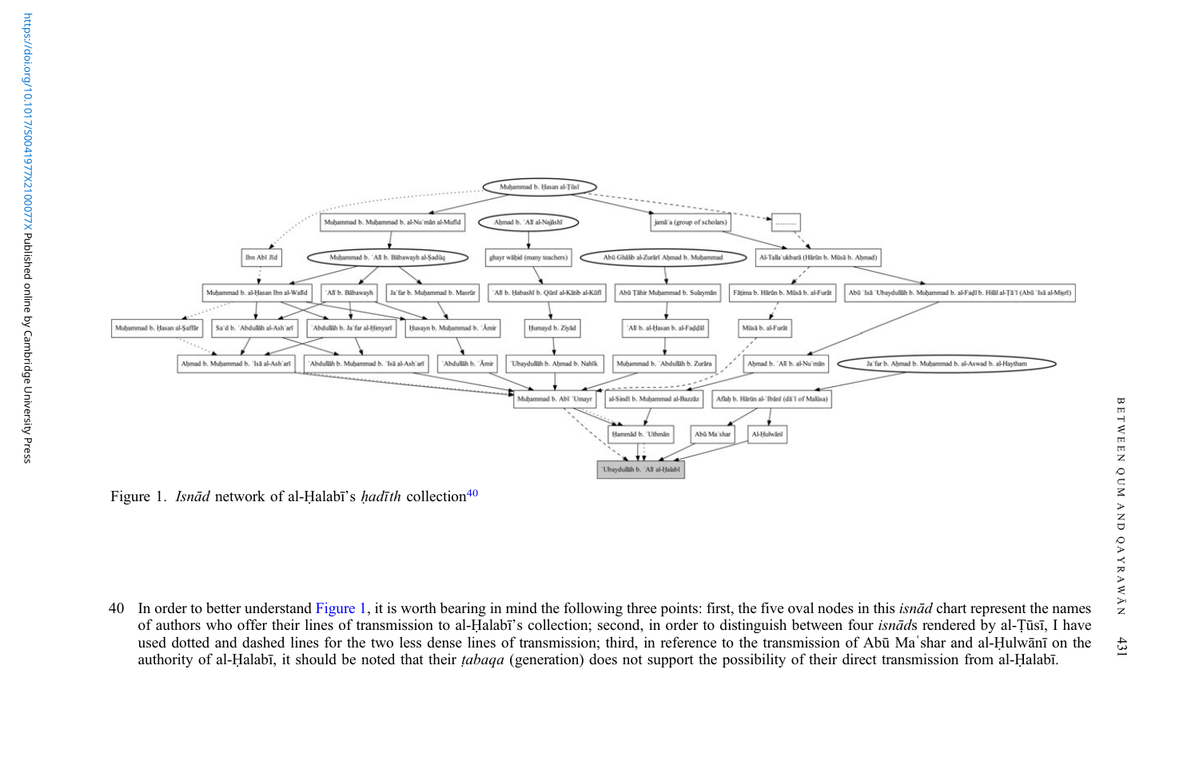Muḥammad b. Ḥasan al-Ṭūsī

Muḥammad b. Muḥammad b. al-Nuʿmān al-Mufīd

Aḥmad b. ʿAlī al-Najāshī

jamāʿa (group of scholars)

.........

Ibn Abī Jīd

Muḥammad b. ʿAlī b. Bābawayh al-Ṣadūq

ghayr wāḥid (many teachers)

Abū Ghālib al-Zurārī Aḥmad b. Muḥammad

Al-Tallaʿukbarī (Hārūn b. Mūsā b. Aḥmad)

Muḥammad b. al-Ḥasan Ibn al-Walīd

ʿAlī b. Bābawayh

Jaʿfar b. Muḥammad b. Masrūr

ʿAlī b. Ḥabashī b. Qūnī al-Kātib al-Kūfī

Abū Ṭāhir Muḥammad b. Sulaymān

Fāṭima b. Hārūn b. Mūsā b. al-Furāt

Abū ʿĪsā ʿUbaydullāh b. Muḥammad b. al-Faḍl b. Hilāl al-Ṭāʾī (Abū ʿĪsā al-Miṣrī)

Muḥammad b. Ḥasan al-Ṣaffār

Saʿd b. ʿAbdullāh al-Ashʿarī

ʿAbdullāh b. Jaʿfar al-Ḥimyarī

Ḥusayn b. Muḥammad b. ʿĀmir

Ḥumayd b. Ziyād

ʿAlī b. al-Ḥasan b. al-Faḍḍāl

Mūsā b. al-Furāt

Aḥmad b. Muḥammad b. ʿĪsā al-Ashʿarī

ʿAbdullāh b. Muḥammad b. ʿĪsā al-Ashʿarī

ʿAbdullāh b. ʿĀmir

ʿUbaydullāh b. Aḥmad b. Nahīk

Muḥammad b. ʿAbdullāh b. Zurāra

Aḥmad b. ʿAlī b. al-Nuʿmān

Jaʿfar b. Aḥmad b. Muḥammad b. al-Aswad b. al-Haytham

Muḥammad b. Abī ʿUmayr

al-Sindī b. Muḥammad al-Bazzāz

Aflaḥ b. Hārūn al-ʿIbānī (dāʿī of Malūsa)

Ḥammād b. ʿUthmān

Abū Maʿshar

Al-Ḥulwānī

ʿUbaydullāh b. ʿAlī al-Ḥalabī

Figure 1. *Isnād* network of al-Ḥalabī's *ḥadīth* collection[40]

40 In order to better understand Figure 1, it is worth bearing in mind the following three points: first, the five oval nodes in this *isnād* chart represent the names of authors who offer their lines of transmission to al-Ḥalabī's collection; second, in order to distinguish between four *isnād*s rendered by al-Ṭūsī, I have used dotted and dashed lines for the two less dense lines of transmission; third, in reference to the transmission of Abū Maʿshar and al-Ḥulwānī on the authority of al-Ḥalabī, it should be noted that their *ṭabaqa* (generation) does not support the possibility of their direct transmission from al-Ḥalabī.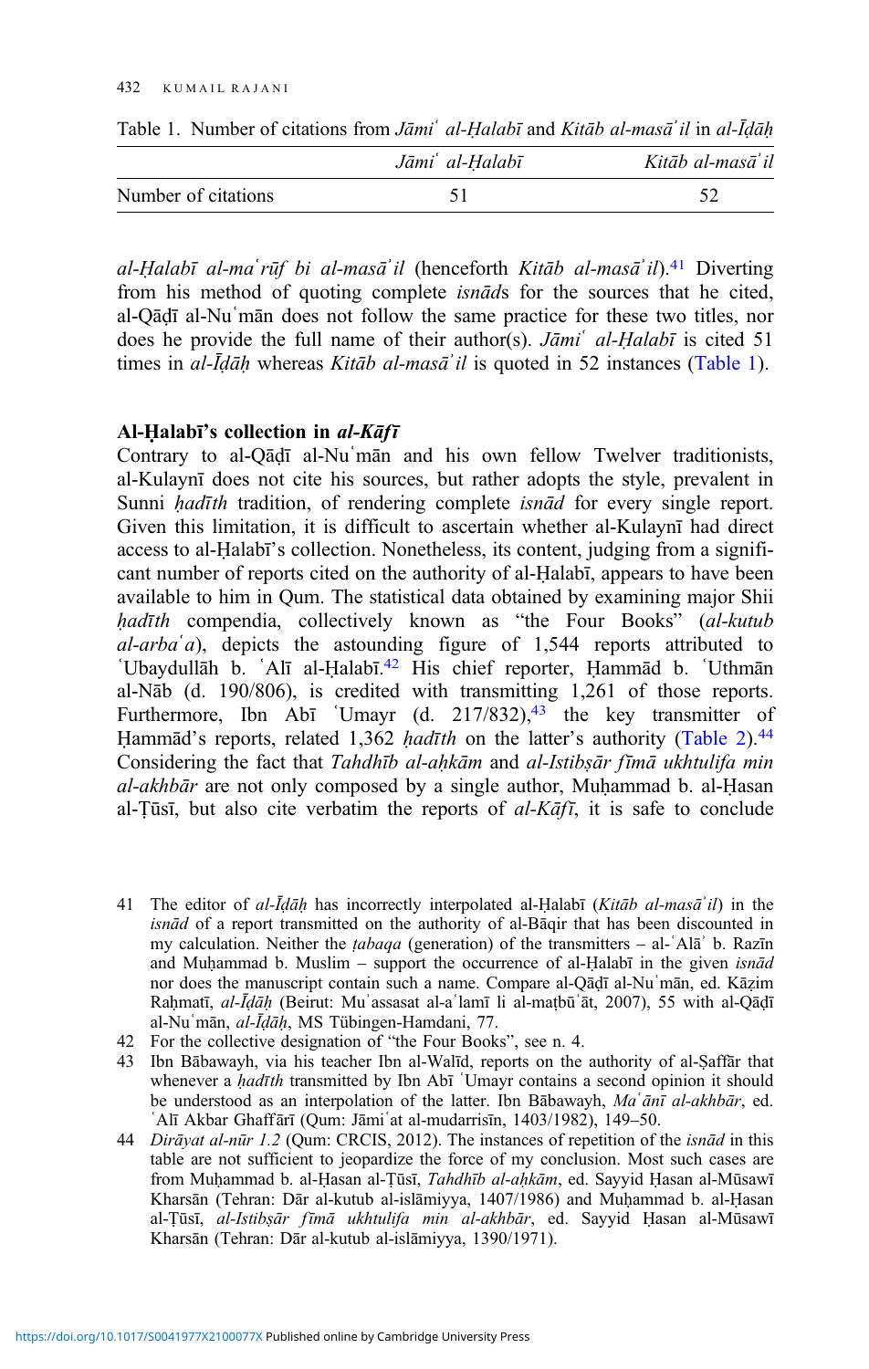Table 1. Number of citations from *Jāmiʿ al-Ḥalabī* and *Kitāb al-masāʾil* in *al-Īḍāḥ*

| | *Jāmiʿ al-Ḥalabī* | *Kitāb al-masāʾil* |
|---|---|---|
| Number of citations | 51 | 52 |

*al-Ḥalabī al-maʿrūf bi al-masāʾil* (henceforth *Kitāb al-masāʾil*).[41] Diverting from his method of quoting complete *isnād*s for the sources that he cited, al-Qāḍī al-Nuʿmān does not follow the same practice for these two titles, nor does he provide the full name of their author(s). *Jāmiʿ al-Ḥalabī* is cited 51 times in *al-Īḍāḥ* whereas *Kitāb al-masāʾil* is quoted in 52 instances (Table 1).

### Al-Ḥalabī's collection in *al-Kāfī*

Contrary to al-Qāḍī al-Nuʿmān and his own fellow Twelver traditionists, al-Kulaynī does not cite his sources, but rather adopts the style, prevalent in Sunni *ḥadīth* tradition, of rendering complete *isnād* for every single report. Given this limitation, it is difficult to ascertain whether al-Kulaynī had direct access to al-Ḥalabī's collection. Nonetheless, its content, judging from a significant number of reports cited on the authority of al-Ḥalabī, appears to have been available to him in Qum. The statistical data obtained by examining major Shii *ḥadīth* compendia, collectively known as "the Four Books" (*al-kutub al-arbaʿa*), depicts the astounding figure of 1,544 reports attributed to ʿUbaydullāh b. ʿAlī al-Ḥalabī.[42] His chief reporter, Ḥammād b. ʿUthmān al-Nāb (d. 190/806), is credited with transmitting 1,261 of those reports. Furthermore, Ibn Abī ʿUmayr (d. 217/832),[43] the key transmitter of Ḥammād's reports, related 1,362 *ḥadīth* on the latter's authority (Table 2).[44] Considering the fact that *Tahdhīb al-aḥkām* and *al-Istibṣār fīmā ukhtulifa min al-akhbār* are not only composed by a single author, Muḥammad b. al-Ḥasan al-Ṭūsī, but also cite verbatim the reports of *al-Kāfī*, it is safe to conclude

41 The editor of *al-Īḍāḥ* has incorrectly interpolated al-Ḥalabī (*Kitāb al-masāʾil*) in the *isnād* of a report transmitted on the authority of al-Bāqir that has been discounted in my calculation. Neither the *ṭabaqa* (generation) of the transmitters – al-ʿAlāʾ b. Razīn and Muḥammad b. Muslim – support the occurrence of al-Ḥalabī in the given *isnād* nor does the manuscript contain such a name. Compare al-Qāḍī al-Nuʿmān, ed. Kāẓim Raḥmatī, *al-Īḍāḥ* (Beirut: Muʾassasat al-aʿlamī li al-maṭbūʿāt, 2007), 55 with al-Qāḍī al-Nuʿmān, *al-Īḍāḥ*, MS Tübingen-Hamdani, 77.

42 For the collective designation of "the Four Books", see n. 4.

43 Ibn Bābawayh, via his teacher Ibn al-Walīd, reports on the authority of al-Ṣaffār that whenever a *ḥadīth* transmitted by Ibn Abī ʿUmayr contains a second opinion it should be understood as an interpolation of the latter. Ibn Bābawayh, *Maʿānī al-akhbār*, ed. ʿAlī Akbar Ghaffārī (Qum: Jāmiʿat al-mudarrisīn, 1403/1982), 149–50.

44 *Dirāyat al-nūr 1.2* (Qum: CRCIS, 2012). The instances of repetition of the *isnād* in this table are not sufficient to jeopardize the force of my conclusion. Most such cases are from Muḥammad b. al-Ḥasan al-Ṭūsī, *Tahdhīb al-aḥkām*, ed. Sayyid Ḥasan al-Mūsawī Kharsān (Tehran: Dār al-kutub al-islāmiyya, 1407/1986) and Muḥammad b. al-Ḥasan al-Ṭūsī, *al-Istibṣār fīmā ukhtulifa min al-akhbār*, ed. Sayyid Ḥasan al-Mūsawī Kharsān (Tehran: Dār al-kutub al-islāmiyya, 1390/1971).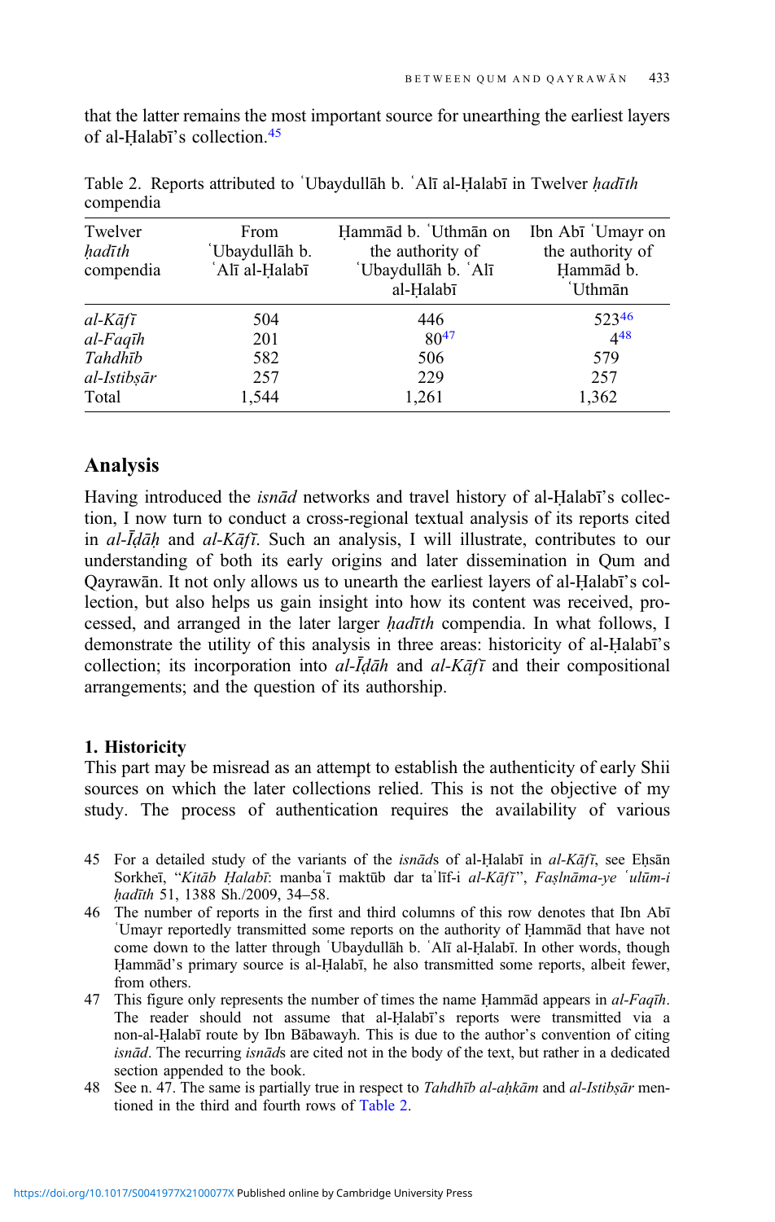that the latter remains the most important source for unearthing the earliest layers of al-Ḥalabī's collection.[45]

Table 2. Reports attributed to ʿUbaydullāh b. ʿAlī al-Ḥalabī in Twelver *ḥadīth* compendia

| Twelver *ḥadīth* compendia | From ʿUbaydullāh b. ʿAlī al-Ḥalabī | Ḥammād b. ʿUthmān on the authority of ʿUbaydullāh b. ʿAlī al-Ḥalabī | Ibn Abī ʿUmayr on the authority of Ḥammād b. ʿUthmān |
|---|---|---|---|
| *al-Kāfī* | 504 | 446 | 523[46] |
| *al-Faqīh* | 201 | 80[47] | 4[48] |
| *Tahdhīb* | 582 | 506 | 579 |
| *al-Istibṣār* | 257 | 229 | 257 |
| Total | 1,544 | 1,261 | 1,362 |

## Analysis

Having introduced the *isnād* networks and travel history of al-Ḥalabī's collection, I now turn to conduct a cross-regional textual analysis of its reports cited in *al-Īḍāḥ* and *al-Kāfī*. Such an analysis, I will illustrate, contributes to our understanding of both its early origins and later dissemination in Qum and Qayrawān. It not only allows us to unearth the earliest layers of al-Ḥalabī's collection, but also helps us gain insight into how its content was received, processed, and arranged in the later larger *ḥadīth* compendia. In what follows, I demonstrate the utility of this analysis in three areas: historicity of al-Ḥalabī's collection; its incorporation into *al-Īḍāḥ* and *al-Kāfī* and their compositional arrangements; and the question of its authorship.

### 1. Historicity

This part may be misread as an attempt to establish the authenticity of early Shii sources on which the later collections relied. This is not the objective of my study. The process of authentication requires the availability of various

45 For a detailed study of the variants of the *isnād*s of al-Ḥalabī in *al-Kāfī*, see Eḥsān Sorkheī, "*Kitāb Ḥalabī*: manbaʿī maktūb dar taʾlīf-i *al-Kāfī*", *Faṣlnāma-ye ʿulūm-i ḥadīth* 51, 1388 Sh./2009, 34–58.

46 The number of reports in the first and third columns of this row denotes that Ibn Abī ʿUmayr reportedly transmitted some reports on the authority of Ḥammād that have not come down to the latter through ʿUbaydullāh b. ʿAlī al-Ḥalabī. In other words, though Ḥammād's primary source is al-Ḥalabī, he also transmitted some reports, albeit fewer, from others.

47 This figure only represents the number of times the name Ḥammād appears in *al-Faqīh*. The reader should not assume that al-Ḥalabī's reports were transmitted via a non-al-Ḥalabī route by Ibn Bābawayh. This is due to the author's convention of citing *isnād*. The recurring *isnād*s are cited not in the body of the text, but rather in a dedicated section appended to the book.

48 See n. 47. The same is partially true in respect to *Tahdhīb al-aḥkām* and *al-Istibṣār* mentioned in the third and fourth rows of Table 2.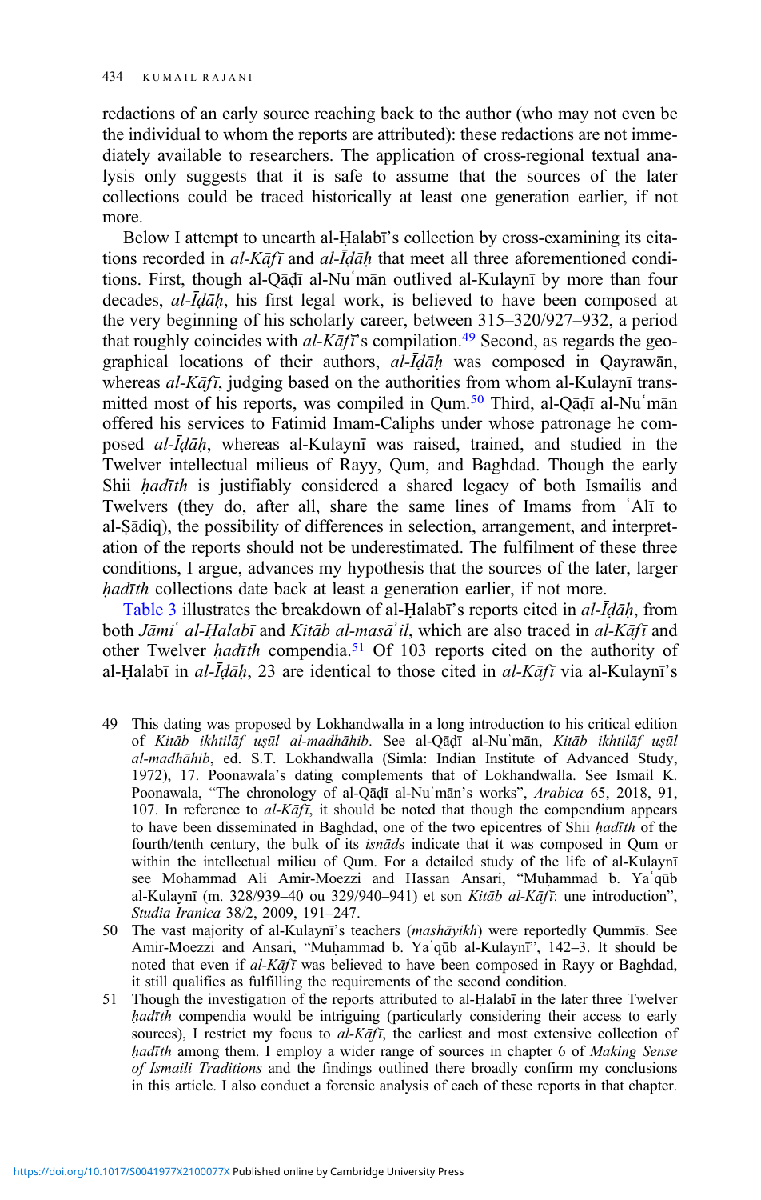redactions of an early source reaching back to the author (who may not even be the individual to whom the reports are attributed): these redactions are not immediately available to researchers. The application of cross-regional textual analysis only suggests that it is safe to assume that the sources of the later collections could be traced historically at least one generation earlier, if not more.

Below I attempt to unearth al-Ḥalabī's collection by cross-examining its citations recorded in *al-Kāfī* and *al-Īḍāḥ* that meet all three aforementioned conditions. First, though al-Qāḍī al-Nuʿmān outlived al-Kulaynī by more than four decades, *al-Īḍāḥ*, his first legal work, is believed to have been composed at the very beginning of his scholarly career, between 315–320/927–932, a period that roughly coincides with *al-Kāfī*'s compilation.[49] Second, as regards the geographical locations of their authors, *al-Īḍāḥ* was composed in Qayrawān, whereas *al-Kāfī*, judging based on the authorities from whom al-Kulaynī transmitted most of his reports, was compiled in Qum.[50] Third, al-Qāḍī al-Nuʿmān offered his services to Fatimid Imam-Caliphs under whose patronage he composed *al-Īḍāḥ*, whereas al-Kulaynī was raised, trained, and studied in the Twelver intellectual milieus of Rayy, Qum, and Baghdad. Though the early Shii *ḥadīth* is justifiably considered a shared legacy of both Ismailis and Twelvers (they do, after all, share the same lines of Imams from ʿAlī to al-Ṣādiq), the possibility of differences in selection, arrangement, and interpretation of the reports should not be underestimated. The fulfilment of these three conditions, I argue, advances my hypothesis that the sources of the later, larger *ḥadīth* collections date back at least a generation earlier, if not more.

Table 3 illustrates the breakdown of al-Ḥalabī's reports cited in *al-Īḍāḥ*, from both *Jāmiʿ al-Ḥalabī* and *Kitāb al-masāʾil*, which are also traced in *al-Kāfī* and other Twelver *ḥadīth* compendia.[51] Of 103 reports cited on the authority of al-Ḥalabī in *al-Īḍāḥ*, 23 are identical to those cited in *al-Kāfī* via al-Kulaynī's

49 This dating was proposed by Lokhandwalla in a long introduction to his critical edition of *Kitāb ikhtilāf uṣūl al-madhāhib*. See al-Qāḍī al-Nuʿmān, *Kitāb ikhtilāf uṣūl al-madhāhib*, ed. S.T. Lokhandwalla (Simla: Indian Institute of Advanced Study, 1972), 17. Poonawala's dating complements that of Lokhandwalla. See Ismail K. Poonawala, "The chronology of al-Qāḍī al-Nuʿmān's works", *Arabica* 65, 2018, 91, 107. In reference to *al-Kāfī*, it should be noted that though the compendium appears to have been disseminated in Baghdad, one of the two epicentres of Shii *ḥadīth* of the fourth/tenth century, the bulk of its *isnād*s indicate that it was composed in Qum or within the intellectual milieu of Qum. For a detailed study of the life of al-Kulaynī see Mohammad Ali Amir-Moezzi and Hassan Ansari, "Muḥammad b. Yaʿqūb al-Kulaynī (m. 328/939–40 ou 329/940–941) et son *Kitāb al-Kāfī*: une introduction", *Studia Iranica* 38/2, 2009, 191–247.

50 The vast majority of al-Kulaynī's teachers (*mashāyikh*) were reportedly Qummīs. See Amir-Moezzi and Ansari, "Muḥammad b. Yaʿqūb al-Kulaynī", 142–3. It should be noted that even if *al-Kāfī* was believed to have been composed in Rayy or Baghdad, it still qualifies as fulfilling the requirements of the second condition.

51 Though the investigation of the reports attributed to al-Ḥalabī in the later three Twelver *ḥadīth* compendia would be intriguing (particularly considering their access to early sources), I restrict my focus to *al-Kāfī*, the earliest and most extensive collection of *ḥadīth* among them. I employ a wider range of sources in chapter 6 of *Making Sense of Ismaili Traditions* and the findings outlined there broadly confirm my conclusions in this article. I also conduct a forensic analysis of each of these reports in that chapter.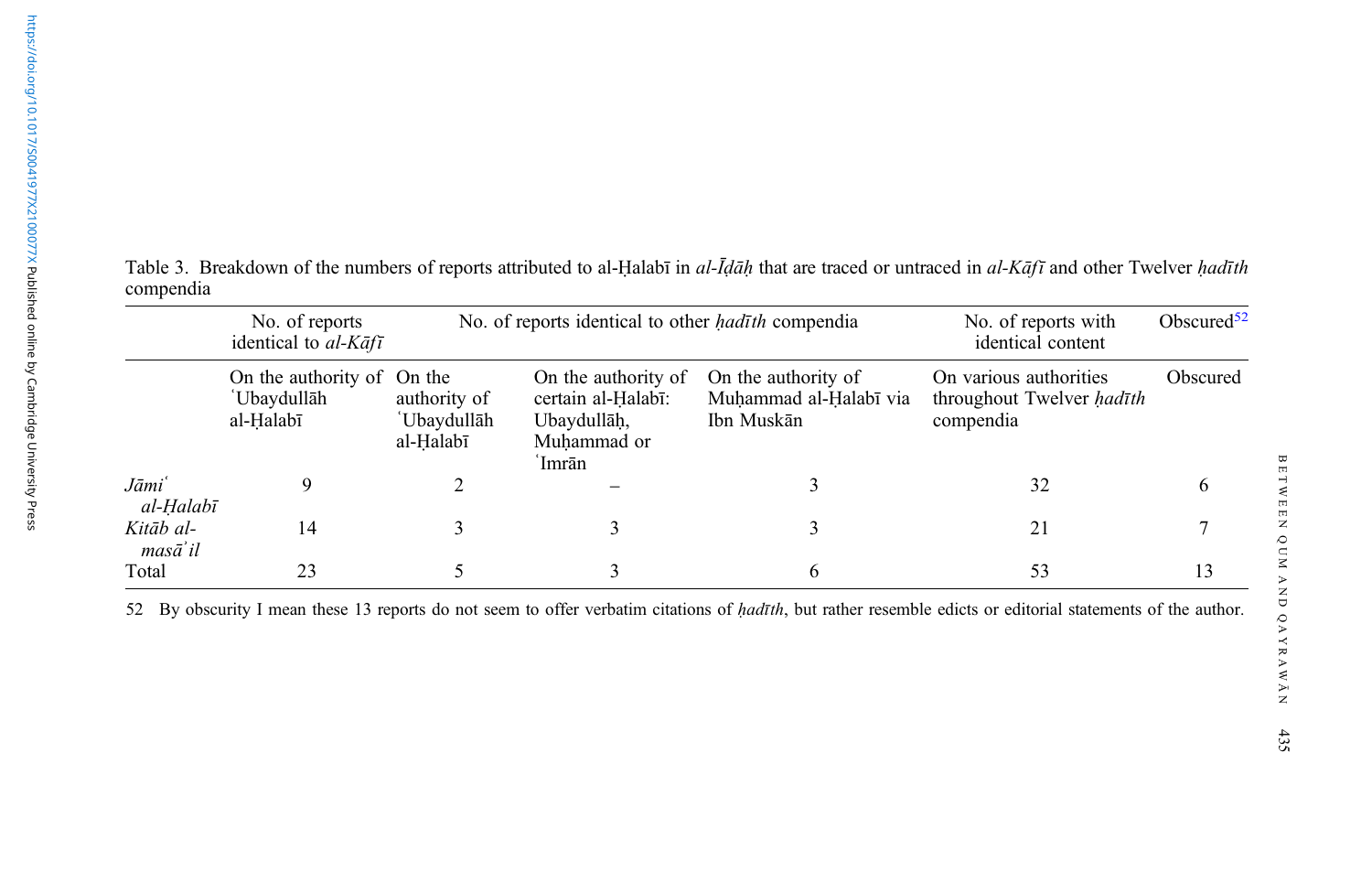Table 3. Breakdown of the numbers of reports attributed to al-Ḥalabī in *al-Īḍāḥ* that are traced or untraced in *al-Kāfī* and other Twelver *ḥadīth* compendia

| | No. of reports identical to *al-Kāfī* | No. of reports identical to other *ḥadīth* compendia | | | No. of reports with identical content | Obscured[52] |
|---|---|---|---|---|---|---|
| | On the authority of ʿUbaydullāh al-Ḥalabī | On the authority of ʿUbaydullāh al-Ḥalabī | On the authority of certain al-Ḥalabī: Ubaydullāḥ, Muḥammad or ʿImrān | On the authority of Muḥammad al-Ḥalabī via Ibn Muskān | On various authorities throughout Twelver *ḥadīth* compendia | Obscured |
| *Jāmiʿ al-Ḥalabī* | 9 | 2 | – | 3 | 32 | 6 |
| *Kitāb al-masāʾil* | 14 | 3 | 3 | 3 | 21 | 7 |
| Total | 23 | 5 | 3 | 6 | 53 | 13 |

52 By obscurity I mean these 13 reports do not seem to offer verbatim citations of *ḥadīth*, but rather resemble edicts or editorial statements of the author.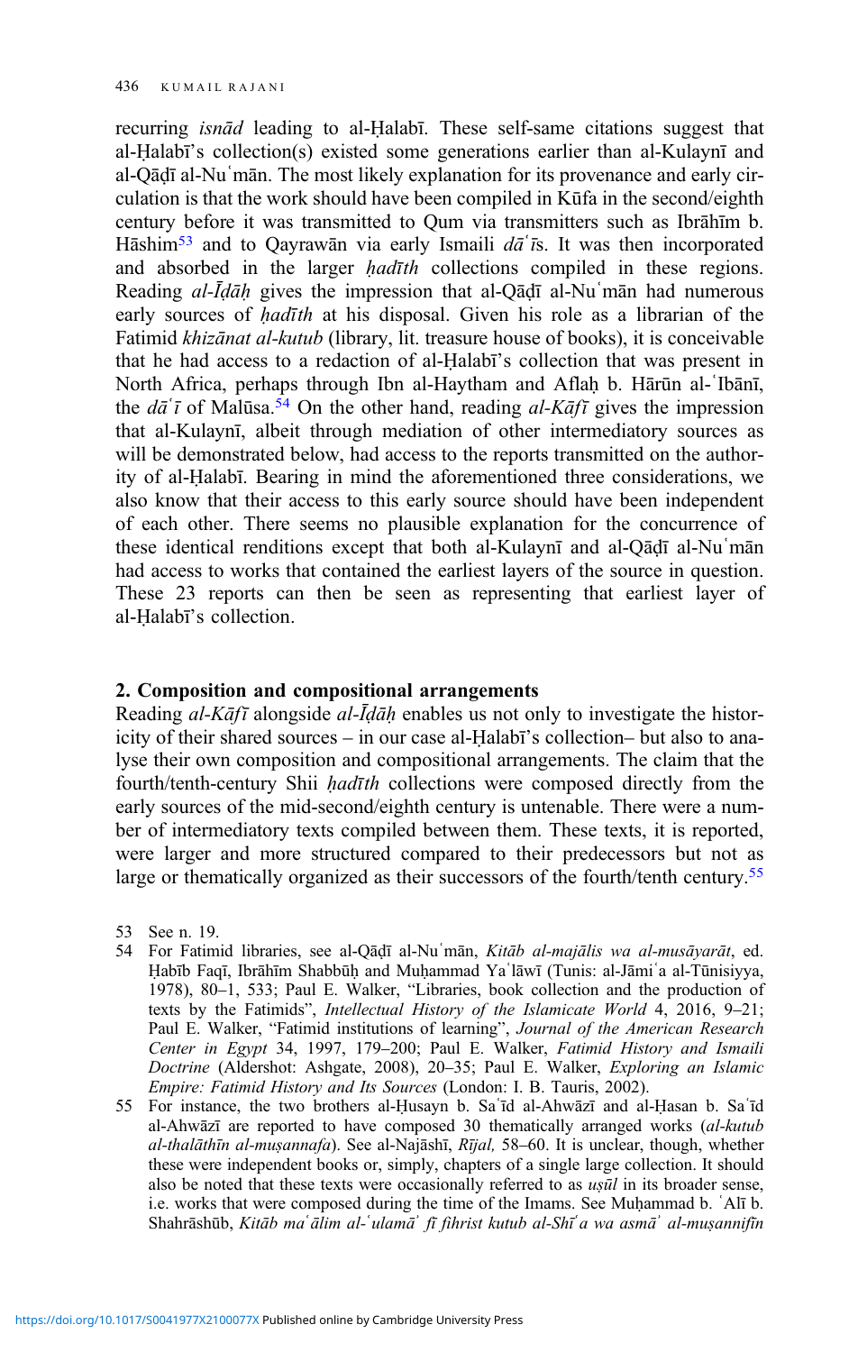recurring *isnād* leading to al-Ḥalabī. These self-same citations suggest that al-Ḥalabī's collection(s) existed some generations earlier than al-Kulaynī and al-Qāḍī al-Nuʿmān. The most likely explanation for its provenance and early circulation is that the work should have been compiled in Kūfa in the second/eighth century before it was transmitted to Qum via transmitters such as Ibrāhīm b. Hāshim[53] and to Qayrawān via early Ismaili *dāʿī*s. It was then incorporated and absorbed in the larger *ḥadīth* collections compiled in these regions. Reading *al-Īḍāḥ* gives the impression that al-Qāḍī al-Nuʿmān had numerous early sources of *ḥadīth* at his disposal. Given his role as a librarian of the Fatimid *khizānat al-kutub* (library, lit. treasure house of books), it is conceivable that he had access to a redaction of al-Ḥalabī's collection that was present in North Africa, perhaps through Ibn al-Haytham and Aflaḥ b. Hārūn al-ʿIbānī, the *dāʿī* of Malūsa.[54] On the other hand, reading *al-Kāfī* gives the impression that al-Kulaynī, albeit through mediation of other intermediatory sources as will be demonstrated below, had access to the reports transmitted on the authority of al-Ḥalabī. Bearing in mind the aforementioned three considerations, we also know that their access to this early source should have been independent of each other. There seems no plausible explanation for the concurrence of these identical renditions except that both al-Kulaynī and al-Qāḍī al-Nuʿmān had access to works that contained the earliest layers of the source in question. These 23 reports can then be seen as representing that earliest layer of al-Ḥalabī's collection.

## 2. Composition and compositional arrangements

Reading *al-Kāfī* alongside *al-Īḍāḥ* enables us not only to investigate the historicity of their shared sources – in our case al-Ḥalabī's collection– but also to analyse their own composition and compositional arrangements. The claim that the fourth/tenth-century Shii *ḥadīth* collections were composed directly from the early sources of the mid-second/eighth century is untenable. There were a number of intermediatory texts compiled between them. These texts, it is reported, were larger and more structured compared to their predecessors but not as large or thematically organized as their successors of the fourth/tenth century.[55]

53 See n. 19.

54 For Fatimid libraries, see al-Qāḍī al-Nuʿmān, *Kitāb al-majālis wa al-musāyarāt*, ed. Ḥabīb Faqī, Ibrāhīm Shabbūḥ and Muḥammad Yaʿlāwī (Tunis: al-Jāmiʿa al-Tūnisiyya, 1978), 80–1, 533; Paul E. Walker, "Libraries, book collection and the production of texts by the Fatimids", *Intellectual History of the Islamicate World* 4, 2016, 9–21; Paul E. Walker, "Fatimid institutions of learning", *Journal of the American Research Center in Egypt* 34, 1997, 179–200; Paul E. Walker, *Fatimid History and Ismaili Doctrine* (Aldershot: Ashgate, 2008), 20–35; Paul E. Walker, *Exploring an Islamic Empire: Fatimid History and Its Sources* (London: I. B. Tauris, 2002).

55 For instance, the two brothers al-Ḥusayn b. Saʿīd al-Ahwāzī and al-Ḥasan b. Saʿīd al-Ahwāzī are reported to have composed 30 thematically arranged works (*al-kutub al-thalāthīn al-muṣannafa*). See al-Najāshī, *Rijal,* 58–60. It is unclear, though, whether these were independent books or, simply, chapters of a single large collection. It should also be noted that these texts were occasionally referred to as *uṣūl* in its broader sense, i.e. works that were composed during the time of the Imams. See Muḥammad b. ʿAlī b. Shahrāshūb, *Kitāb maʿālim al-ʿulamāʾ fī fihrist kutub al-Shīʿa wa asmāʾ al-muṣannifīn*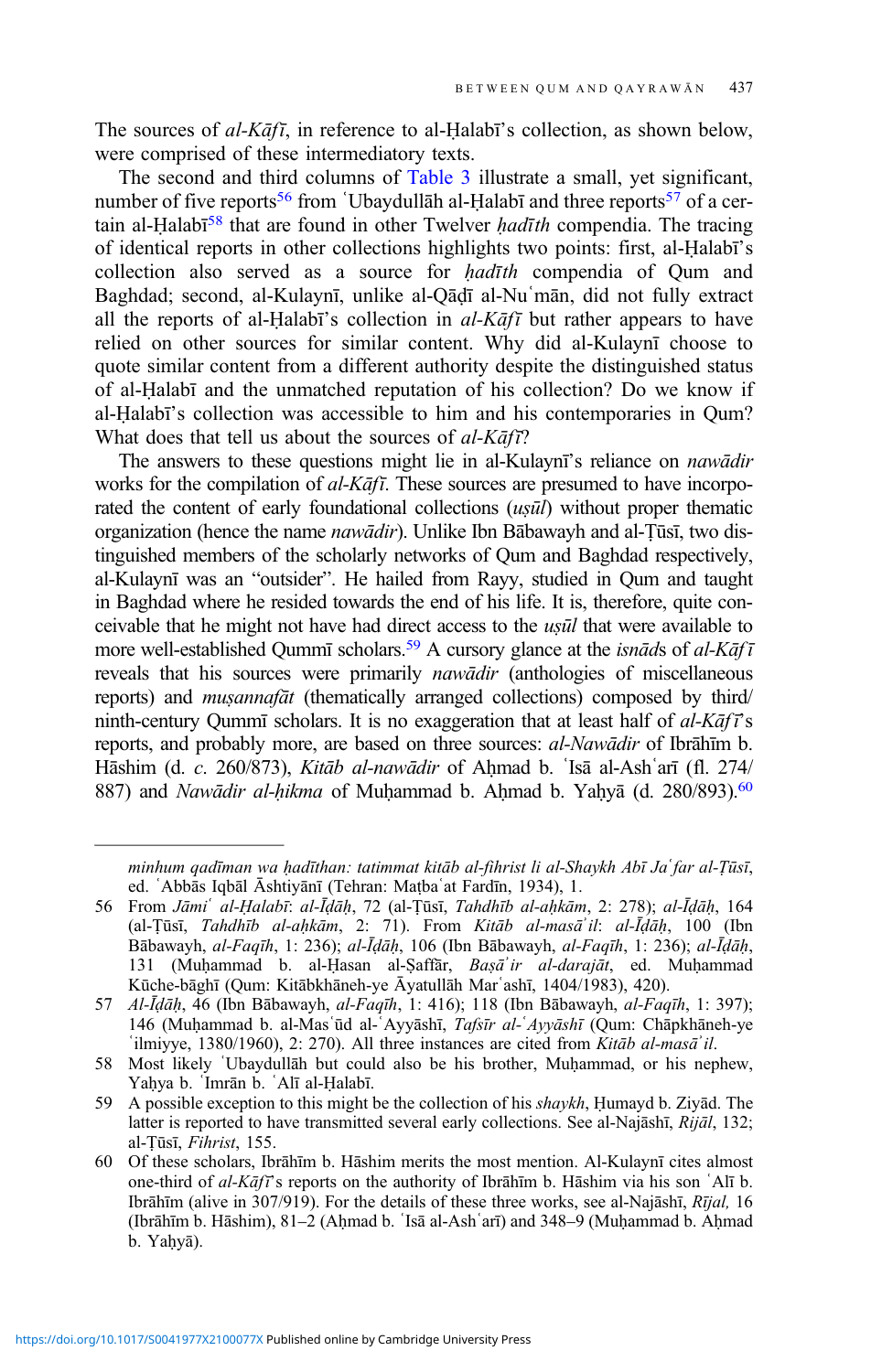The sources of *al-Kāfī*, in reference to al-Ḥalabī's collection, as shown below, were comprised of these intermediatory texts.

The second and third columns of Table 3 illustrate a small, yet significant, number of five reports[56] from ʿUbaydullāh al-Ḥalabī and three reports[57] of a certain al-Ḥalabī[58] that are found in other Twelver *ḥadīth* compendia. The tracing of identical reports in other collections highlights two points: first, al-Ḥalabī's collection also served as a source for *ḥadīth* compendia of Qum and Baghdad; second, al-Kulaynī, unlike al-Qāḍī al-Nuʿmān, did not fully extract all the reports of al-Ḥalabī's collection in *al-Kāfī* but rather appears to have relied on other sources for similar content. Why did al-Kulaynī choose to quote similar content from a different authority despite the distinguished status of al-Ḥalabī and the unmatched reputation of his collection? Do we know if al-Ḥalabī's collection was accessible to him and his contemporaries in Qum? What does that tell us about the sources of *al-Kāfī*?

The answers to these questions might lie in al-Kulaynī's reliance on *nawādir* works for the compilation of *al-Kāfī*. These sources are presumed to have incorporated the content of early foundational collections (*uṣūl*) without proper thematic organization (hence the name *nawādir*). Unlike Ibn Bābawayh and al-Ṭūsī, two distinguished members of the scholarly networks of Qum and Baghdad respectively, al-Kulaynī was an "outsider". He hailed from Rayy, studied in Qum and taught in Baghdad where he resided towards the end of his life. It is, therefore, quite conceivable that he might not have had direct access to the *uṣūl* that were available to more well-established Qummī scholars.[59] A cursory glance at the *isnād*s of *al-Kāfī* reveals that his sources were primarily *nawādir* (anthologies of miscellaneous reports) and *muṣannafāt* (thematically arranged collections) composed by third/ninth-century Qummī scholars. It is no exaggeration that at least half of *al-Kāfī*'s reports, and probably more, are based on three sources: *al-Nawādir* of Ibrāhīm b. Hāshim (d. *c.* 260/873), *Kitāb al-nawādir* of Aḥmad b. ʿIsā al-Ashʿarī (fl. 274/887) and *Nawādir al-ḥikma* of Muḥammad b. Aḥmad b. Yaḥyā (d. 280/893).[60]

---

*minhum qadīman wa ḥadīthan: tatimmat kitāb al-fihrist li al-Shaykh Abī Jaʿfar al-Ṭūsī*, ed. ʿAbbās Iqbāl Āshtiyānī (Tehran: Maṭbaʿat Fardīn, 1934), 1.

56 From *Jāmiʿ al-Ḥalabī*: *al-Īḍāḥ*, 72 (al-Ṭūsī, *Tahdhīb al-aḥkām*, 2: 278); *al-Īḍāḥ*, 164 (al-Ṭūsī, *Tahdhīb al-aḥkām*, 2: 71). From *Kitāb al-masāʾil*: *al-Īḍāḥ*, 100 (Ibn Bābawayh, *al-Faqīh*, 1: 236); *al-Īḍāḥ*, 106 (Ibn Bābawayh, *al-Faqīh*, 1: 236); *al-Īḍāḥ*, 131 (Muḥammad b. al-Ḥasan al-Ṣaffār, *Baṣāʾir al-darajāt*, ed. Muḥammad Kūche-bāghī (Qum: Kitābkhāneh-ye Āyatullāh Marʿashī, 1404/1983), 420).

57 *Al-Īḍāḥ*, 46 (Ibn Bābawayh, *al-Faqīh*, 1: 416); 118 (Ibn Bābawayh, *al-Faqīh*, 1: 397); 146 (Muḥammad b. al-Masʿūd al-ʿAyyāshī, *Tafsīr al-ʿAyyāshī* (Qum: Chāpkhāneh-ye ʿilmiyye, 1380/1960), 2: 270). All three instances are cited from *Kitāb al-masāʾil*.

58 Most likely ʿUbaydullāh but could also be his brother, Muḥammad, or his nephew, Yaḥya b. ʿImrān b. ʿAlī al-Ḥalabī.

59 A possible exception to this might be the collection of his *shaykh*, Ḥumayd b. Ziyād. The latter is reported to have transmitted several early collections. See al-Najāshī, *Rijāl*, 132; al-Ṭūsī, *Fihrist*, 155.

60 Of these scholars, Ibrāhīm b. Hāshim merits the most mention. Al-Kulaynī cites almost one-third of *al-Kāfī*'s reports on the authority of Ibrāhīm b. Hāshim via his son ʿAlī b. Ibrāhīm (alive in 307/919). For the details of these three works, see al-Najāshī, *Rijal*, 16 (Ibrāhīm b. Hāshim), 81–2 (Aḥmad b. ʿIsā al-Ashʿarī) and 348–9 (Muḥammad b. Aḥmad b. Yaḥyā).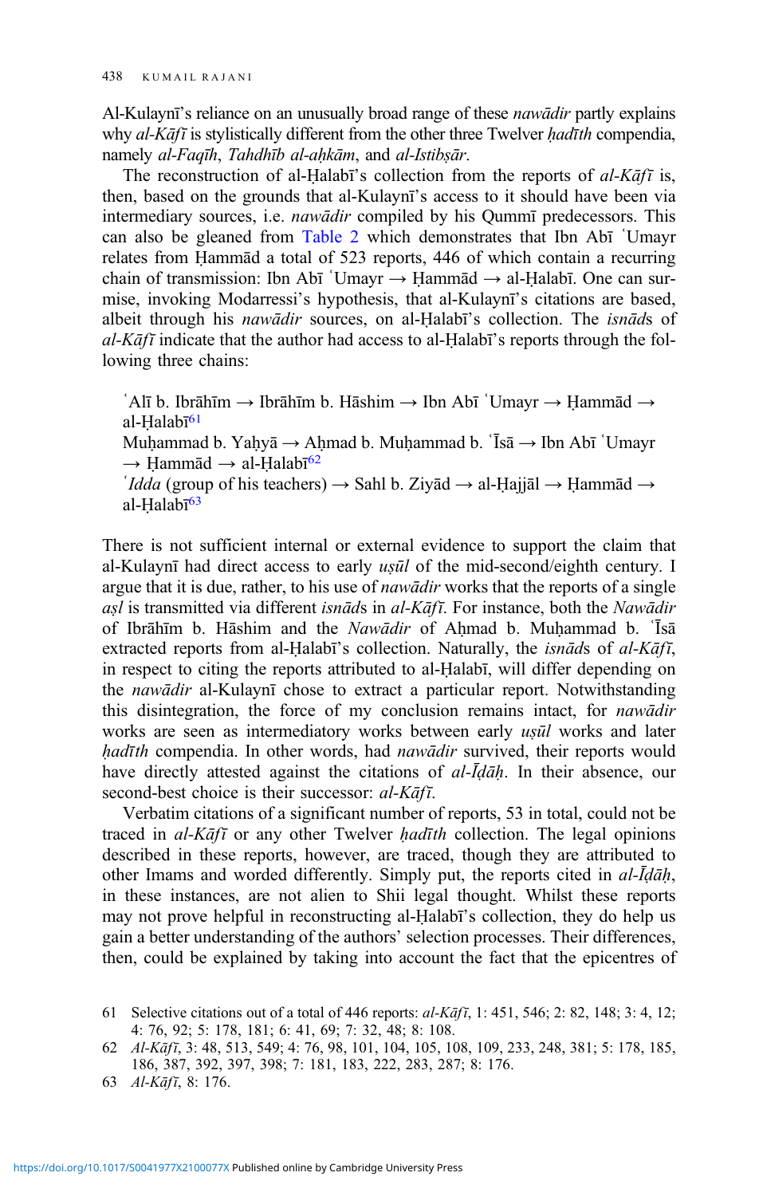Al-Kulaynī's reliance on an unusually broad range of these *nawādir* partly explains why *al-Kāfī* is stylistically different from the other three Twelver *ḥadīth* compendia, namely *al-Faqīh*, *Tahdhīb al-aḥkām*, and *al-Istibṣār*.

The reconstruction of al-Ḥalabī's collection from the reports of *al-Kāfī* is, then, based on the grounds that al-Kulaynī's access to it should have been via intermediary sources, i.e. *nawādir* compiled by his Qummī predecessors. This can also be gleaned from Table 2 which demonstrates that Ibn Abī ʿUmayr relates from Ḥammād a total of 523 reports, 446 of which contain a recurring chain of transmission: Ibn Abī ʿUmayr → Ḥammād → al-Ḥalabī. One can surmise, invoking Modarressi's hypothesis, that al-Kulaynī's citations are based, albeit through his *nawādir* sources, on al-Ḥalabī's collection. The *isnād*s of *al-Kāfī* indicate that the author had access to al-Ḥalabī's reports through the following three chains:

> ʿAlī b. Ibrāhīm → Ibrāhīm b. Hāshim → Ibn Abī ʿUmayr → Ḥammād → al-Ḥalabī[61]
> Muḥammad b. Yaḥyā → Aḥmad b. Muḥammad b. ʿĪsā → Ibn Abī ʿUmayr → Ḥammād → al-Ḥalabī[62]
> *ʿIdda* (group of his teachers) → Sahl b. Ziyād → al-Ḥajjāl → Ḥammād → al-Ḥalabī[63]

There is not sufficient internal or external evidence to support the claim that al-Kulaynī had direct access to early *uṣūl* of the mid-second/eighth century. I argue that it is due, rather, to his use of *nawādir* works that the reports of a single *aṣl* is transmitted via different *isnād*s in *al-Kāfī*. For instance, both the *Nawādir* of Ibrāhīm b. Hāshim and the *Nawādir* of Aḥmad b. Muḥammad b. ʿĪsā extracted reports from al-Ḥalabī's collection. Naturally, the *isnād*s of *al-Kāfī*, in respect to citing the reports attributed to al-Ḥalabī, will differ depending on the *nawādir* al-Kulaynī chose to extract a particular report. Notwithstanding this disintegration, the force of my conclusion remains intact, for *nawādir* works are seen as intermediatory works between early *uṣūl* works and later *ḥadīth* compendia. In other words, had *nawādir* survived, their reports would have directly attested against the citations of *al-Īḍāḥ*. In their absence, our second-best choice is their successor: *al-Kāfī*.

Verbatim citations of a significant number of reports, 53 in total, could not be traced in *al-Kāfī* or any other Twelver *ḥadīth* collection. The legal opinions described in these reports, however, are traced, though they are attributed to other Imams and worded differently. Simply put, the reports cited in *al-Īḍāḥ*, in these instances, are not alien to Shii legal thought. Whilst these reports may not prove helpful in reconstructing al-Ḥalabī's collection, they do help us gain a better understanding of the authors' selection processes. Their differences, then, could be explained by taking into account the fact that the epicentres of

---

61 Selective citations out of a total of 446 reports: *al-Kāfī*, 1: 451, 546; 2: 82, 148; 3: 4, 12; 4: 76, 92; 5: 178, 181; 6: 41, 69; 7: 32, 48; 8: 108.

62 *Al-Kāfī*, 3: 48, 513, 549; 4: 76, 98, 101, 104, 105, 108, 109, 233, 248, 381; 5: 178, 185, 186, 387, 392, 397, 398; 7: 181, 183, 222, 283, 287; 8: 176.

63 *Al-Kāfī*, 8: 176.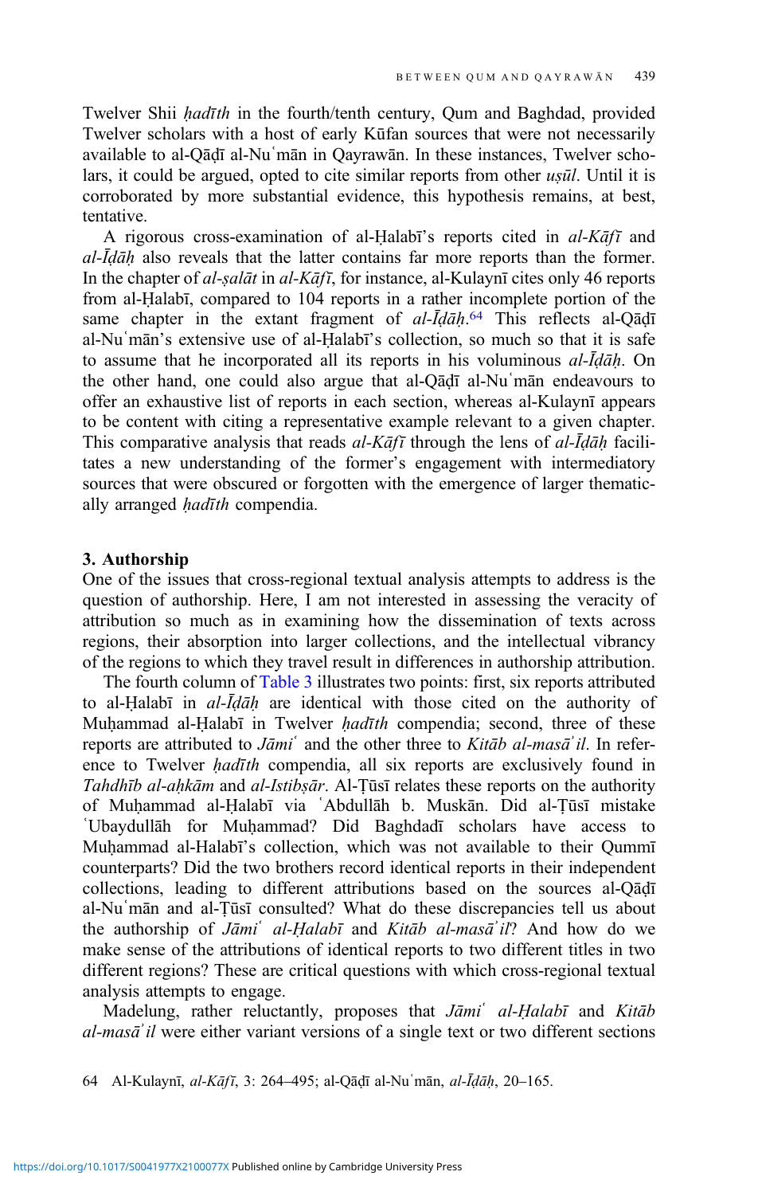Twelver Shii *ḥadīth* in the fourth/tenth century, Qum and Baghdad, provided Twelver scholars with a host of early Kūfan sources that were not necessarily available to al-Qāḍī al-Nuʿmān in Qayrawān. In these instances, Twelver scholars, it could be argued, opted to cite similar reports from other *uṣūl*. Until it is corroborated by more substantial evidence, this hypothesis remains, at best, tentative.

A rigorous cross-examination of al-Ḥalabī's reports cited in *al-Kāfī* and *al-Īḍāḥ* also reveals that the latter contains far more reports than the former. In the chapter of *al-ṣalāt* in *al-Kāfī*, for instance, al-Kulaynī cites only 46 reports from al-Ḥalabī, compared to 104 reports in a rather incomplete portion of the same chapter in the extant fragment of *al-Īḍāḥ*.[64] This reflects al-Qāḍī al-Nuʿmān's extensive use of al-Ḥalabī's collection, so much so that it is safe to assume that he incorporated all its reports in his voluminous *al-Īḍāḥ*. On the other hand, one could also argue that al-Qāḍī al-Nuʿmān endeavours to offer an exhaustive list of reports in each section, whereas al-Kulaynī appears to be content with citing a representative example relevant to a given chapter. This comparative analysis that reads *al-Kāfī* through the lens of *al-Īḍāḥ* facilitates a new understanding of the former's engagement with intermediatory sources that were obscured or forgotten with the emergence of larger thematically arranged *ḥadīth* compendia.

### 3. Authorship

One of the issues that cross-regional textual analysis attempts to address is the question of authorship. Here, I am not interested in assessing the veracity of attribution so much as in examining how the dissemination of texts across regions, their absorption into larger collections, and the intellectual vibrancy of the regions to which they travel result in differences in authorship attribution.

The fourth column of Table 3 illustrates two points: first, six reports attributed to al-Ḥalabī in *al-Īḍāḥ* are identical with those cited on the authority of Muḥammad al-Ḥalabī in Twelver *ḥadīth* compendia; second, three of these reports are attributed to *Jāmiʿ* and the other three to *Kitāb al-masāʾil*. In reference to Twelver *ḥadīth* compendia, all six reports are exclusively found in *Tahdhīb al-aḥkām* and *al-Istibṣār*. Al-Ṭūsī relates these reports on the authority of Muḥammad al-Ḥalabī via ʿAbdullāh b. Muskān. Did al-Ṭūsī mistake ʿUbaydullāh for Muḥammad? Did Baghdadī scholars have access to Muḥammad al-Halabī's collection, which was not available to their Qummī counterparts? Did the two brothers record identical reports in their independent collections, leading to different attributions based on the sources al-Qāḍī al-Nuʿmān and al-Ṭūsī consulted? What do these discrepancies tell us about the authorship of *Jāmiʿ al-Ḥalabī* and *Kitāb al-masāʾil*? And how do we make sense of the attributions of identical reports to two different titles in two different regions? These are critical questions with which cross-regional textual analysis attempts to engage.

Madelung, rather reluctantly, proposes that *Jāmiʿ al-Ḥalabī* and *Kitāb al-masāʾil* were either variant versions of a single text or two different sections

64 Al-Kulaynī, *al-Kāfī*, 3: 264–495; al-Qāḍī al-Nuʿmān, *al-Īḍāḥ*, 20–165.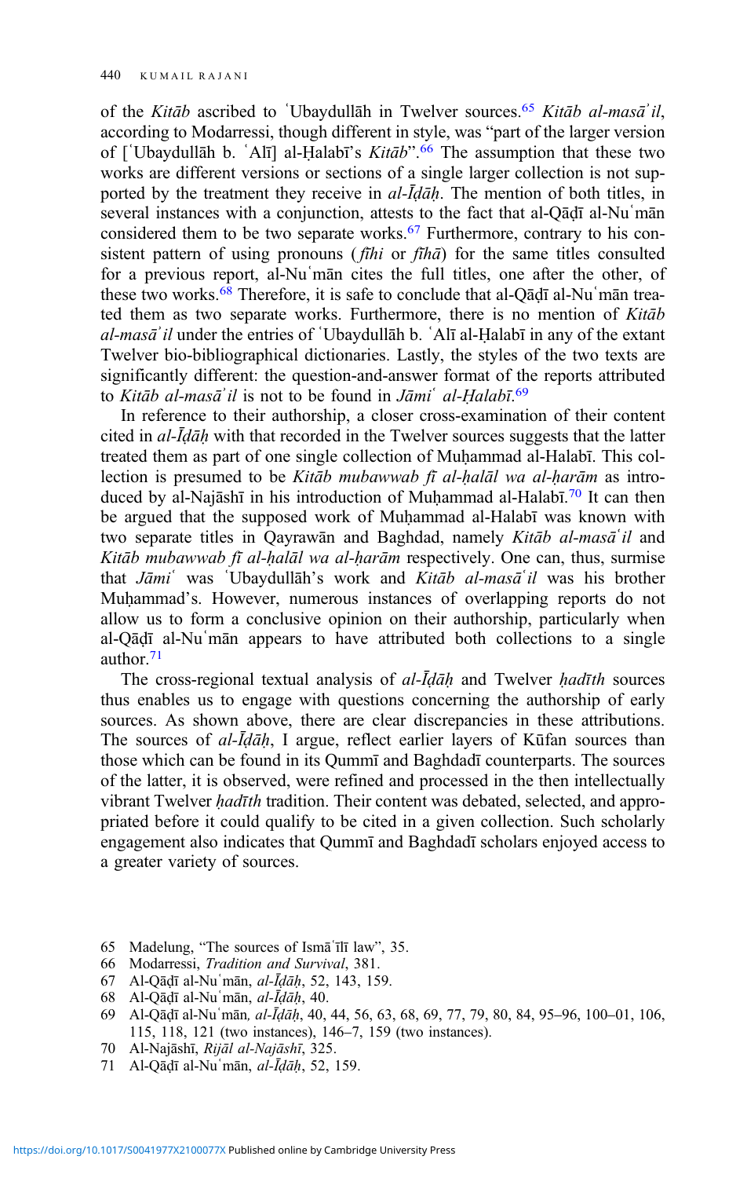of the *Kitāb* ascribed to ʿUbaydullāh in Twelver sources.[65] *Kitāb al-masāʾil*, according to Modarressi, though different in style, was "part of the larger version of [ʿUbaydullāh b. ʿAlī] al-Ḥalabī's *Kitāb*".[66] The assumption that these two works are different versions or sections of a single larger collection is not supported by the treatment they receive in *al-Īḍāḥ*. The mention of both titles, in several instances with a conjunction, attests to the fact that al-Qāḍī al-Nuʿmān considered them to be two separate works.[67] Furthermore, contrary to his consistent pattern of using pronouns (*fīhi* or *fīhā*) for the same titles consulted for a previous report, al-Nuʿmān cites the full titles, one after the other, of these two works.[68] Therefore, it is safe to conclude that al-Qāḍī al-Nuʿmān treated them as two separate works. Furthermore, there is no mention of *Kitāb al-masāʾil* under the entries of ʿUbaydullāh b. ʿAlī al-Ḥalabī in any of the extant Twelver bio-bibliographical dictionaries. Lastly, the styles of the two texts are significantly different: the question-and-answer format of the reports attributed to *Kitāb al-masāʾil* is not to be found in *Jāmiʿ al-Ḥalabī*.[69]

In reference to their authorship, a closer cross-examination of their content cited in *al-Īḍāḥ* with that recorded in the Twelver sources suggests that the latter treated them as part of one single collection of Muḥammad al-Halabī. This collection is presumed to be *Kitāb mubawwab fī al-ḥalāl wa al-ḥarām* as introduced by al-Najāshī in his introduction of Muḥammad al-Halabī.[70] It can then be argued that the supposed work of Muḥammad al-Halabī was known with two separate titles in Qayrawān and Baghdad, namely *Kitāb al-masāʾil* and *Kitāb mubawwab fī al-ḥalāl wa al-ḥarām* respectively. One can, thus, surmise that *Jāmiʿ* was ʿUbaydullāh's work and *Kitāb al-masāʾil* was his brother Muḥammad's. However, numerous instances of overlapping reports do not allow us to form a conclusive opinion on their authorship, particularly when al-Qāḍī al-Nuʿmān appears to have attributed both collections to a single author.[71]

The cross-regional textual analysis of *al-Īḍāḥ* and Twelver *ḥadīth* sources thus enables us to engage with questions concerning the authorship of early sources. As shown above, there are clear discrepancies in these attributions. The sources of *al-Īḍāḥ*, I argue, reflect earlier layers of Kūfan sources than those which can be found in its Qummī and Baghdadī counterparts. The sources of the latter, it is observed, were refined and processed in the then intellectually vibrant Twelver *ḥadīth* tradition. Their content was debated, selected, and appropriated before it could qualify to be cited in a given collection. Such scholarly engagement also indicates that Qummī and Baghdadī scholars enjoyed access to a greater variety of sources.

65 Madelung, "The sources of Ismāʿīlī law", 35.
66 Modarressi, *Tradition and Survival*, 381.
67 Al-Qāḍī al-Nuʿmān, *al-Īḍāḥ*, 52, 143, 159.
68 Al-Qāḍī al-Nuʿmān, *al-Īḍāḥ*, 40.
69 Al-Qāḍī al-Nuʿmān, *al-Īḍāḥ*, 40, 44, 56, 63, 68, 69, 77, 79, 80, 84, 95–96, 100–01, 106, 115, 118, 121 (two instances), 146–7, 159 (two instances).
70 Al-Najāshī, *Rijāl al-Najāshī*, 325.
71 Al-Qāḍī al-Nuʿmān, *al-Īḍāḥ*, 52, 159.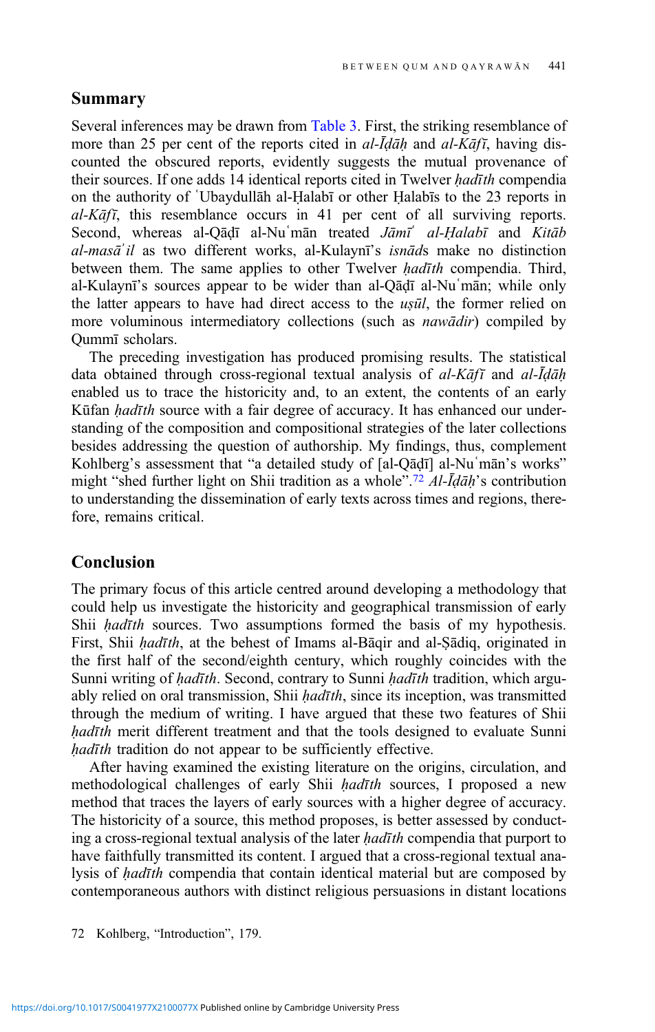## Summary

Several inferences may be drawn from Table 3. First, the striking resemblance of more than 25 per cent of the reports cited in *al-Īḍāḥ* and *al-Kāfī*, having discounted the obscured reports, evidently suggests the mutual provenance of their sources. If one adds 14 identical reports cited in Twelver *ḥadīth* compendia on the authority of ʿUbaydullāh al-Ḥalabī or other Ḥalabīs to the 23 reports in *al-Kāfī*, this resemblance occurs in 41 per cent of all surviving reports. Second, whereas al-Qāḍī al-Nuʿmān treated *Jāmīʿ al-Ḥalabī* and *Kitāb al-masāʾil* as two different works, al-Kulaynī's *isnād*s make no distinction between them. The same applies to other Twelver *ḥadīth* compendia. Third, al-Kulaynī's sources appear to be wider than al-Qāḍī al-Nuʿmān; while only the latter appears to have had direct access to the *uṣūl*, the former relied on more voluminous intermediatory collections (such as *nawādir*) compiled by Qummī scholars.

The preceding investigation has produced promising results. The statistical data obtained through cross-regional textual analysis of *al-Kāfī* and *al-Īḍāḥ* enabled us to trace the historicity and, to an extent, the contents of an early Kūfan *ḥadīth* source with a fair degree of accuracy. It has enhanced our understanding of the composition and compositional strategies of the later collections besides addressing the question of authorship. My findings, thus, complement Kohlberg's assessment that "a detailed study of [al-Qāḍī] al-Nuʿmān's works" might "shed further light on Shii tradition as a whole".[72] *Al-Īḍāḥ*'s contribution to understanding the dissemination of early texts across times and regions, therefore, remains critical.

## Conclusion

The primary focus of this article centred around developing a methodology that could help us investigate the historicity and geographical transmission of early Shii *ḥadīth* sources. Two assumptions formed the basis of my hypothesis. First, Shii *ḥadīth*, at the behest of Imams al-Bāqir and al-Ṣādiq, originated in the first half of the second/eighth century, which roughly coincides with the Sunni writing of *ḥadīth*. Second, contrary to Sunni *ḥadīth* tradition, which arguably relied on oral transmission, Shii *ḥadīth*, since its inception, was transmitted through the medium of writing. I have argued that these two features of Shii *ḥadīth* merit different treatment and that the tools designed to evaluate Sunni *ḥadīth* tradition do not appear to be sufficiently effective.

After having examined the existing literature on the origins, circulation, and methodological challenges of early Shii *ḥadīth* sources, I proposed a new method that traces the layers of early sources with a higher degree of accuracy. The historicity of a source, this method proposes, is better assessed by conducting a cross-regional textual analysis of the later *ḥadīth* compendia that purport to have faithfully transmitted its content. I argued that a cross-regional textual analysis of *ḥadīth* compendia that contain identical material but are composed by contemporaneous authors with distinct religious persuasions in distant locations

72 Kohlberg, "Introduction", 179.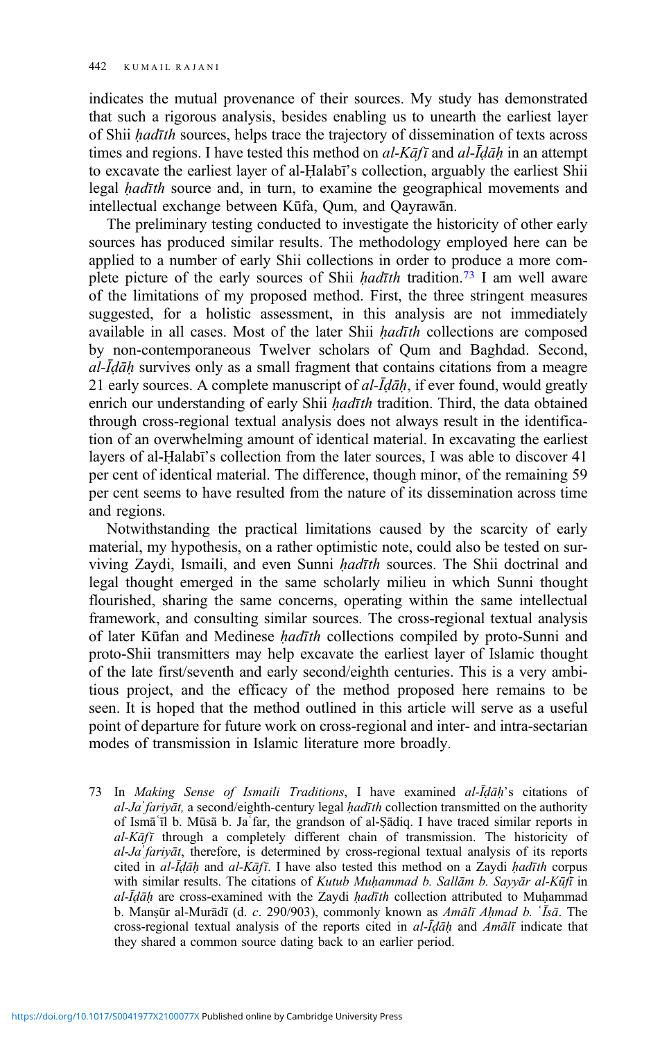indicates the mutual provenance of their sources. My study has demonstrated that such a rigorous analysis, besides enabling us to unearth the earliest layer of Shii *ḥadīth* sources, helps trace the trajectory of dissemination of texts across times and regions. I have tested this method on *al-Kāfī* and *al-Īḍāḥ* in an attempt to excavate the earliest layer of al-Ḥalabī's collection, arguably the earliest Shii legal *ḥadīth* source and, in turn, to examine the geographical movements and intellectual exchange between Kūfa, Qum, and Qayrawān.

The preliminary testing conducted to investigate the historicity of other early sources has produced similar results. The methodology employed here can be applied to a number of early Shii collections in order to produce a more complete picture of the early sources of Shii *ḥadīth* tradition.[73] I am well aware of the limitations of my proposed method. First, the three stringent measures suggested, for a holistic assessment, in this analysis are not immediately available in all cases. Most of the later Shii *ḥadīth* collections are composed by non-contemporaneous Twelver scholars of Qum and Baghdad. Second, *al-Īḍāḥ* survives only as a small fragment that contains citations from a meagre 21 early sources. A complete manuscript of *al-Īḍāḥ*, if ever found, would greatly enrich our understanding of early Shii *ḥadīth* tradition. Third, the data obtained through cross-regional textual analysis does not always result in the identification of an overwhelming amount of identical material. In excavating the earliest layers of al-Ḥalabī's collection from the later sources, I was able to discover 41 per cent of identical material. The difference, though minor, of the remaining 59 per cent seems to have resulted from the nature of its dissemination across time and regions.

Notwithstanding the practical limitations caused by the scarcity of early material, my hypothesis, on a rather optimistic note, could also be tested on surviving Zaydi, Ismaili, and even Sunni *ḥadīth* sources. The Shii doctrinal and legal thought emerged in the same scholarly milieu in which Sunni thought flourished, sharing the same concerns, operating within the same intellectual framework, and consulting similar sources. The cross-regional textual analysis of later Kūfan and Medinese *ḥadīth* collections compiled by proto-Sunni and proto-Shii transmitters may help excavate the earliest layer of Islamic thought of the late first/seventh and early second/eighth centuries. This is a very ambitious project, and the efficacy of the method proposed here remains to be seen. It is hoped that the method outlined in this article will serve as a useful point of departure for future work on cross-regional and inter- and intra-sectarian modes of transmission in Islamic literature more broadly.

73 In *Making Sense of Ismaili Traditions*, I have examined *al-Īḍāḥ*'s citations of *al-Jaʿfariyāt,* a second/eighth-century legal *ḥadīth* collection transmitted on the authority of Ismāʿīl b. Mūsā b. Jaʿfar, the grandson of al-Ṣādiq. I have traced similar reports in *al-Kāfī* through a completely different chain of transmission. The historicity of *al-Jaʿfariyāt*, therefore, is determined by cross-regional textual analysis of its reports cited in *al-Īḍāḥ* and *al-Kāfī.* I have also tested this method on a Zaydi *ḥadīth* corpus with similar results. The citations of *Kutub Muḥammad b. Sallām b. Sayyār al-Kūfī* in *al-Īḍāḥ* are cross-examined with the Zaydi *ḥadīth* collection attributed to Muḥammad b. Manṣūr al-Murādī (d. *c*. 290/903), commonly known as *Amālī Aḥmad b. ʿĪsā*. The cross-regional textual analysis of the reports cited in *al-Īḍāḥ* and *Amālī* indicate that they shared a common source dating back to an earlier period.